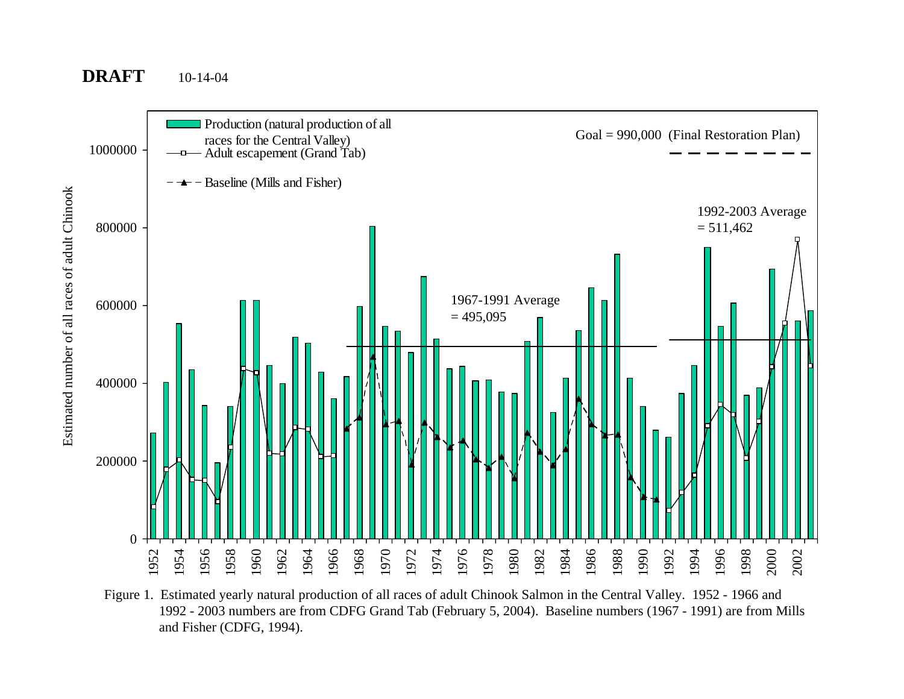**DRAFT** 10-14-04

Production (natural production of all races for the Central Valley)

Adult escapement (Grand Tab)

Baseline (Mills and Fisher)

Goal = 990,000 (Final Restoration Plan)

1992-2003 Average = 511,462

1967-1991 Average = 495,095

Estimated number of all races of adult Chinook

0
200000
400000
600000
800000
1000000

1952
1954
1956
1958
1960
1962
1964
1966
1968
1970
1972
1974
1976
1978
1980
1982
1984
1986
1988
1990
1992
1994
1996
1998
2000
2002

Figure 1. Estimated yearly natural production of all races of adult Chinook Salmon in the Central Valley. 1952 - 1966 and 1992 - 2003 numbers are from CDFG Grand Tab (February 5, 2004). Baseline numbers (1967 - 1991) are from Mills and Fisher (CDFG, 1994).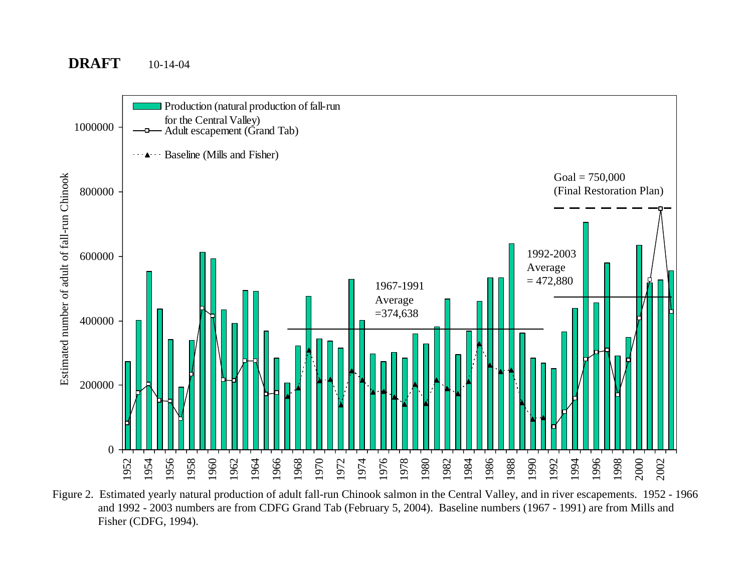**DRAFT** 10-14-04

Production (natural production of fall-run for the Central Valley)

Adult escapement (Grand Tab)

Baseline (Mills and Fisher)

Goal = 750,000
(Final Restoration Plan)

1992-2003
Average
= 472,880

1967-1991
Average
=374,638

Estimated number of adult of fall-run Chinook

0
200000
400000
600000
800000
1000000

1952
1954
1956
1958
1960
1962
1964
1966
1968
1970
1972
1974
1976
1978
1980
1982
1984
1986
1988
1990
1992
1994
1996
1998
2000
2002

Figure 2. Estimated yearly natural production of adult fall-run Chinook salmon in the Central Valley, and in river escapements. 1952 - 1966 and 1992 - 2003 numbers are from CDFG Grand Tab (February 5, 2004). Baseline numbers (1967 - 1991) are from Mills and Fisher (CDFG, 1994).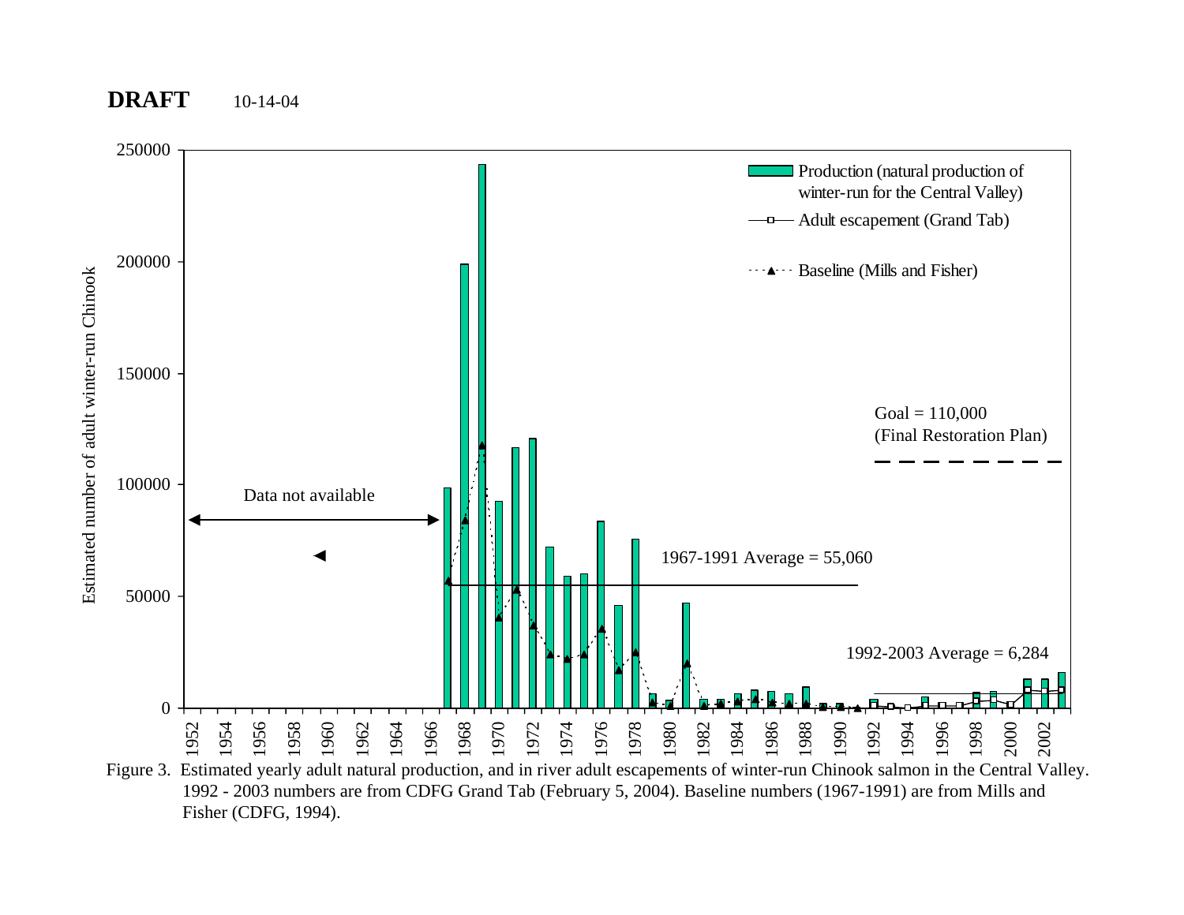**DRAFT** 10-14-04

250000
200000
150000
100000
50000
0

Estimated number of adult winter-run Chinook

Production (natural production of winter-run for the Central Valley)

Adult escapement (Grand Tab)

Baseline (Mills and Fisher)

Goal = 110,000
(Final Restoration Plan)

Data not available

1967-1991 Average = 55,060

1992-2003 Average = 6,284

1952 1954 1956 1958 1960 1962 1964 1966 1968 1970 1972 1974 1976 1978 1980 1982 1984 1986 1988 1990 1992 1994 1996 1998 2000 2002

Figure 3. Estimated yearly adult natural production, and in river adult escapements of winter-run Chinook salmon in the Central Valley. 1992 - 2003 numbers are from CDFG Grand Tab (February 5, 2004). Baseline numbers (1967-1991) are from Mills and Fisher (CDFG, 1994).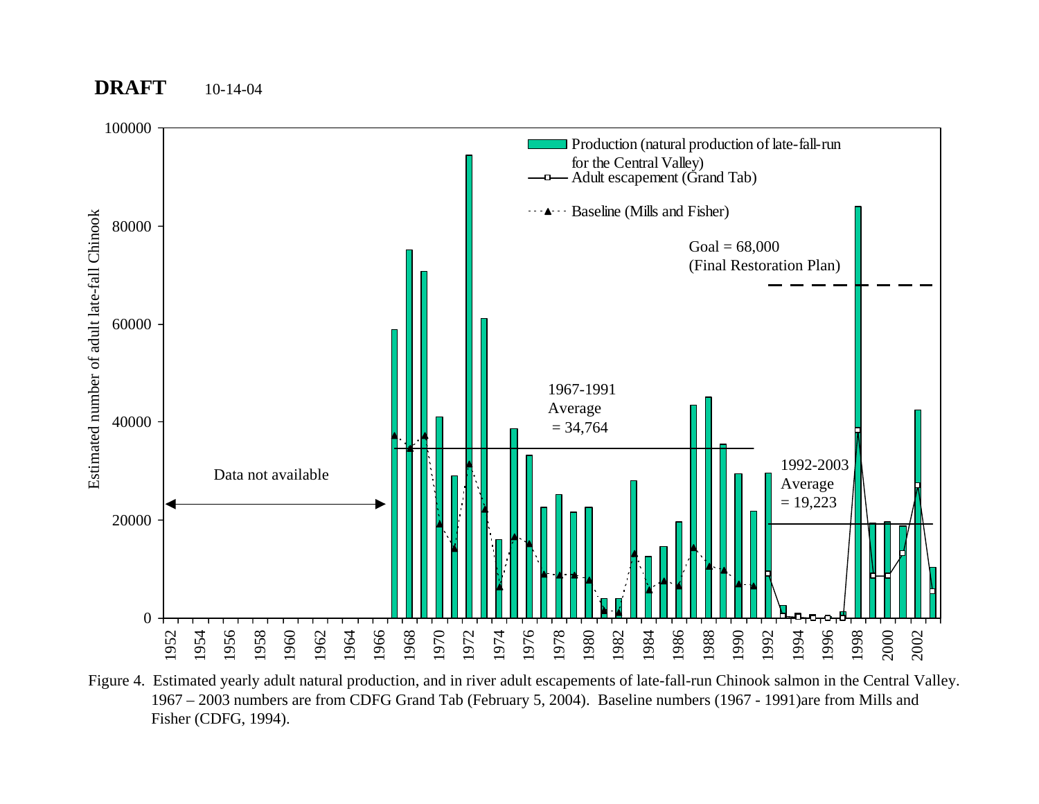**DRAFT** 10-14-04

Estimated number of adult late-fall Chinook

100000
80000
60000
40000
20000
0

1952 1954 1956 1958 1960 1962 1964 1966 1968 1970 1972 1974 1976 1978 1980 1982 1984 1986 1988 1990 1992 1994 1996 1998 2000 2002

Production (natural production of late-fall-run for the Central Valley)

Adult escapement (Grand Tab)

Baseline (Mills and Fisher)

Goal = 68,000
(Final Restoration Plan)

1967-1991
Average
= 34,764

1992-2003
Average
= 19,223

Data not available

Figure 4. Estimated yearly adult natural production, and in river adult escapements of late-fall-run Chinook salmon in the Central Valley. 1967 – 2003 numbers are from CDFG Grand Tab (February 5, 2004). Baseline numbers (1967 - 1991)are from Mills and Fisher (CDFG, 1994).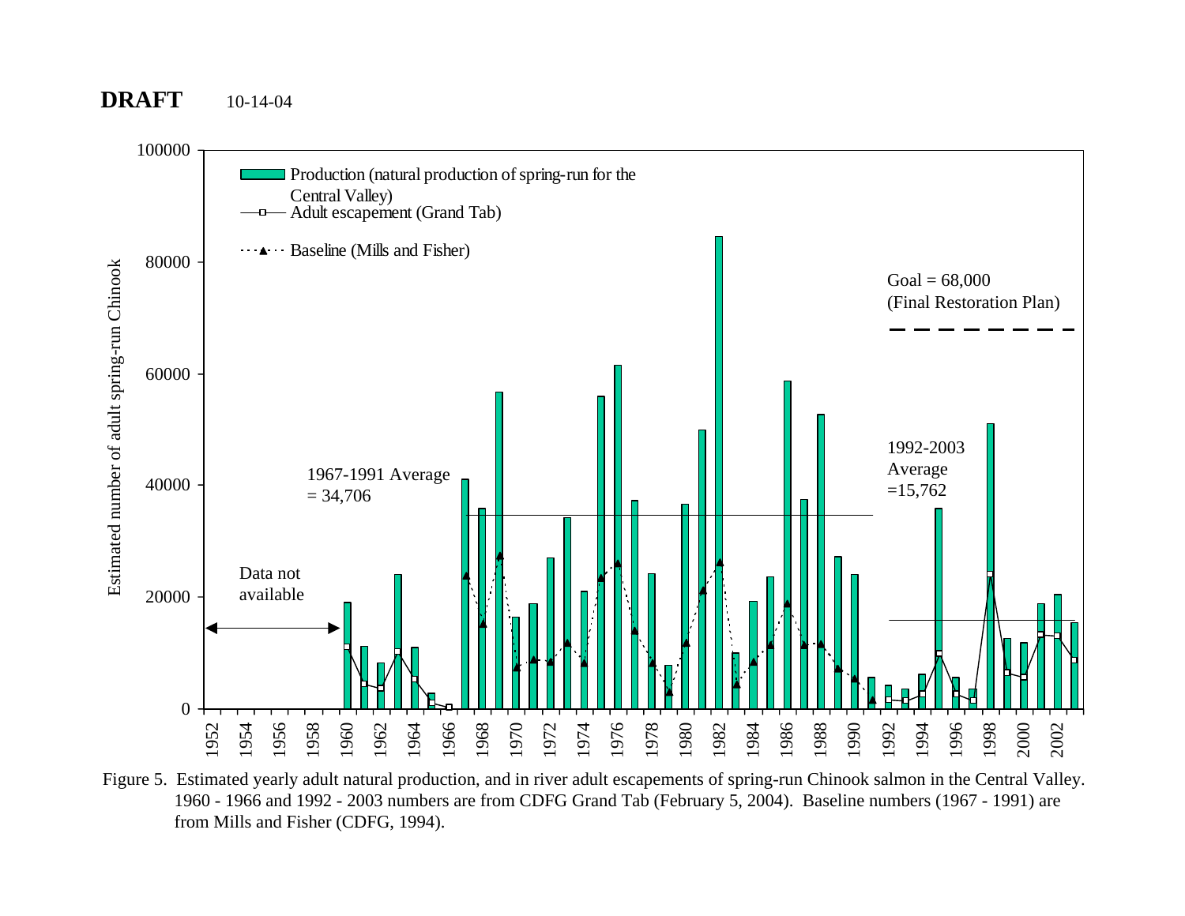**DRAFT** 10-14-04

Estimated number of adult spring-run Chinook

100000

80000

60000

40000

20000

0

Production (natural production of spring-run for the Central Valley)

Adult escapement (Grand Tab)

Baseline (Mills and Fisher)

Goal = 68,000
(Final Restoration Plan)

1967-1991 Average
= 34,706

1992-2003
Average
=15,762

Data not
available

1952 1954 1956 1958 1960 1962 1964 1966 1968 1970 1972 1974 1976 1978 1980 1982 1984 1986 1988 1990 1992 1994 1996 1998 2000 2002

Figure 5. Estimated yearly adult natural production, and in river adult escapements of spring-run Chinook salmon in the Central Valley. 1960 - 1966 and 1992 - 2003 numbers are from CDFG Grand Tab (February 5, 2004). Baseline numbers (1967 - 1991) are from Mills and Fisher (CDFG, 1994).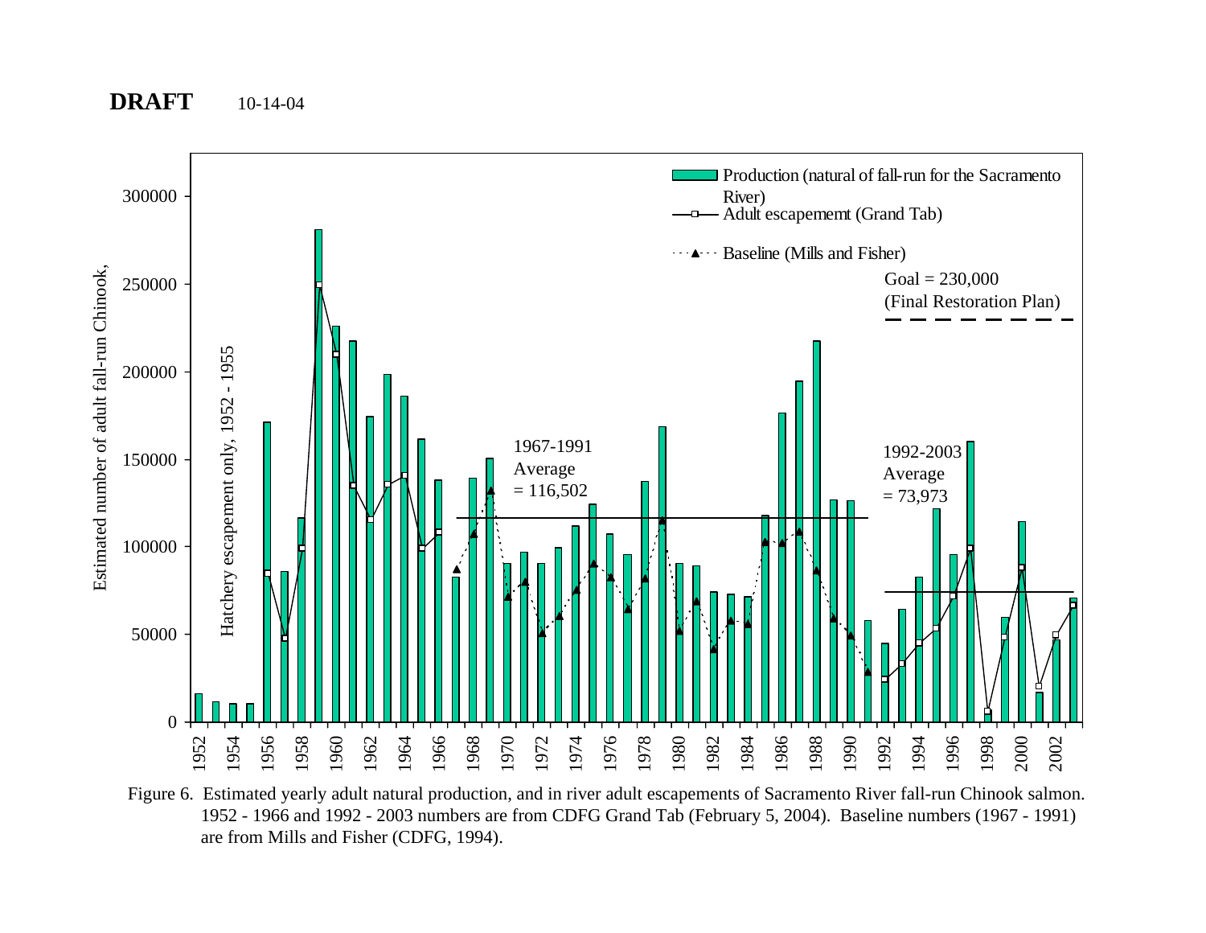**DRAFT** 10-14-04

Estimated number of adult fall-run Chinook,

Hatchery escapement only, 1952 - 1955

Production (natural of fall-run for the Sacramento River)

Adult escapememt (Grand Tab)

Baseline (Mills and Fisher)

Goal = 230,000
(Final Restoration Plan)

1967-1991
Average
= 116,502

1992-2003
Average
= 73,973

0
50000
100000
150000
200000
250000
300000

1952
1954
1956
1958
1960
1962
1964
1966
1968
1970
1972
1974
1976
1978
1980
1982
1984
1986
1988
1990
1992
1994
1996
1998
2000
2002

Figure 6. Estimated yearly adult natural production, and in river adult escapements of Sacramento River fall-run Chinook salmon. 1952 - 1966 and 1992 - 2003 numbers are from CDFG Grand Tab (February 5, 2004). Baseline numbers (1967 - 1991) are from Mills and Fisher (CDFG, 1994).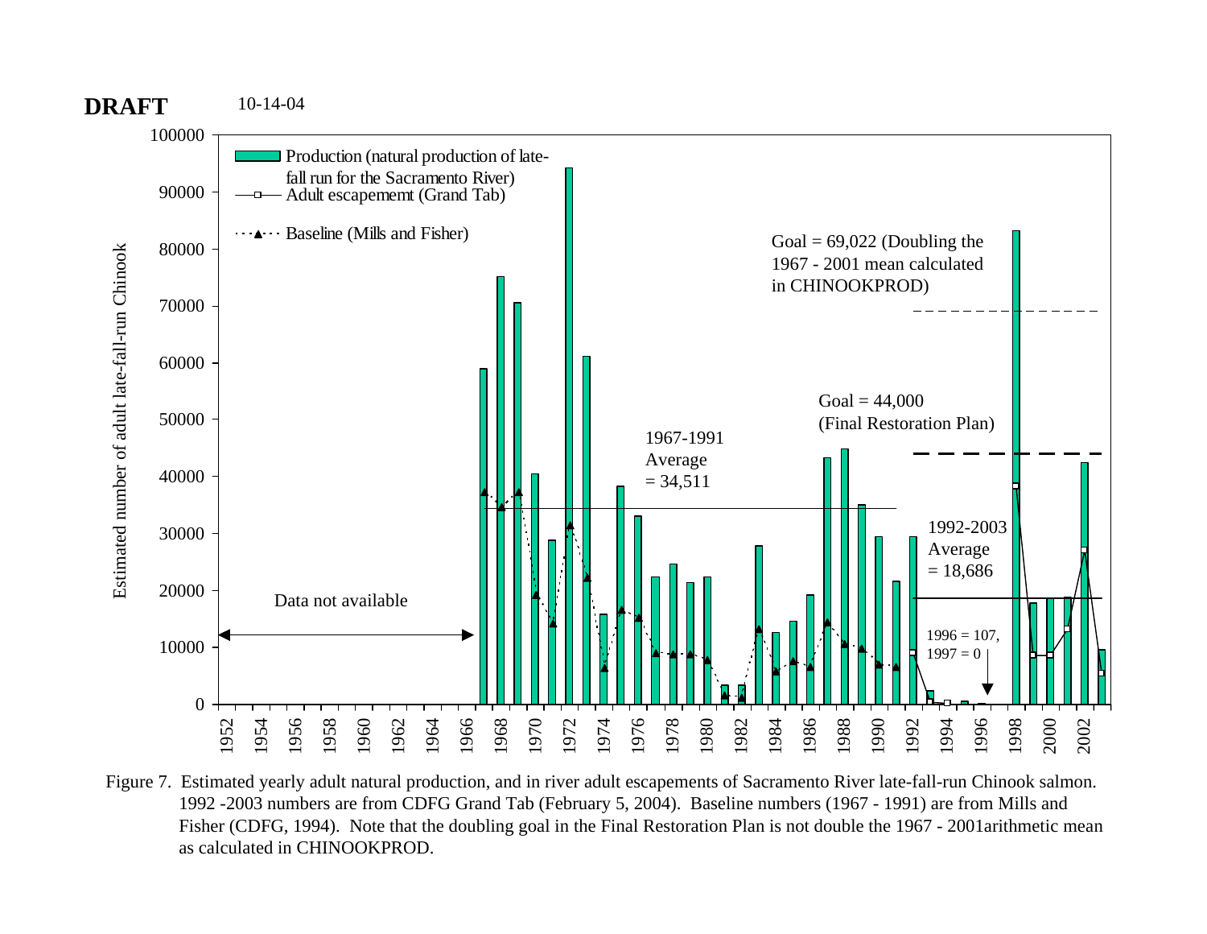**DRAFT** 10-14-04

Production (natural production of late-fall run for the Sacramento River)

Adult escapememt (Grand Tab)

Baseline (Mills and Fisher)

Estimated number of adult late-fall-run Chinook

100000
90000
80000
70000
60000
50000
40000
30000
20000
10000
0

Goal = 69,022 (Doubling the 1967 - 2001 mean calculated in CHINOOKPROD)

Goal = 44,000 (Final Restoration Plan)

1967-1991 Average = 34,511

1992-2003 Average = 18,686

Data not available

1996 = 107, 1997 = 0

1952 1954 1956 1958 1960 1962 1964 1966 1968 1970 1972 1974 1976 1978 1980 1982 1984 1986 1988 1990 1992 1994 1996 1998 2000 2002

Figure 7. Estimated yearly adult natural production, and in river adult escapements of Sacramento River late-fall-run Chinook salmon. 1992 -2003 numbers are from CDFG Grand Tab (February 5, 2004). Baseline numbers (1967 - 1991) are from Mills and Fisher (CDFG, 1994). Note that the doubling goal in the Final Restoration Plan is not double the 1967 - 2001arithmetic mean as calculated in CHINOOKPROD.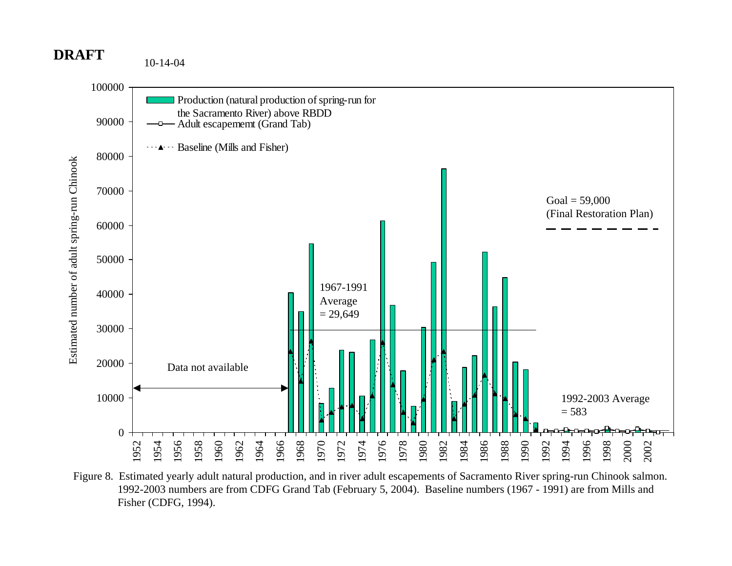**DRAFT** 10-14-04

Estimated number of adult spring-run Chinook

100000
90000
80000
70000
60000
50000
40000
30000
20000
10000
0

Production (natural production of spring-run for the Sacramento River) above RBDD

Adult escapememt (Grand Tab)

Baseline (Mills and Fisher)

Goal = 59,000
(Final Restoration Plan)

1967-1991
Average
= 29,649

Data not available

1992-2003 Average
= 583

1952 1954 1956 1958 1960 1962 1964 1966 1968 1970 1972 1974 1976 1978 1980 1982 1984 1986 1988 1990 1992 1994 1996 1998 2000 2002

Figure 8. Estimated yearly adult natural production, and in river adult escapements of Sacramento River spring-run Chinook salmon. 1992-2003 numbers are from CDFG Grand Tab (February 5, 2004). Baseline numbers (1967 - 1991) are from Mills and Fisher (CDFG, 1994).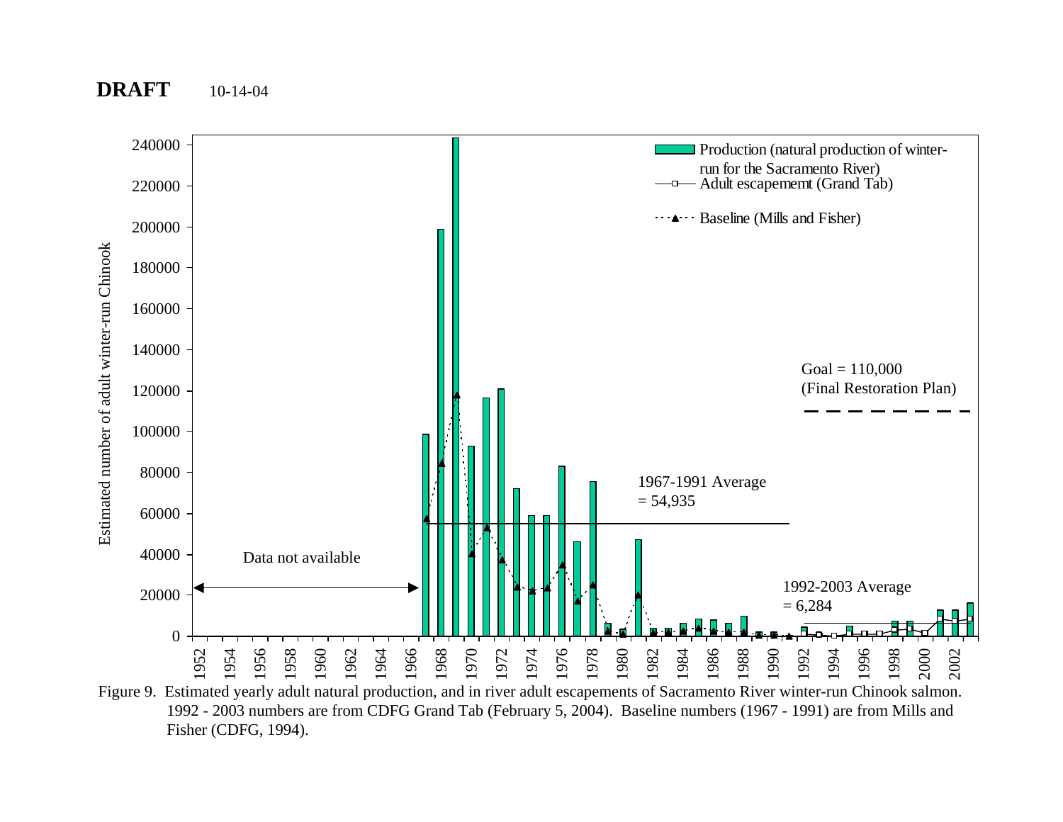**DRAFT** 10-14-04

Estimated number of adult winter-run Chinook

240000
220000
200000
180000
160000
140000
120000
100000
80000
60000
40000
20000
0

1952 1954 1956 1958 1960 1962 1964 1966 1968 1970 1972 1974 1976 1978 1980 1982 1984 1986 1988 1990 1992 1994 1996 1998 2000 2002

Production (natural production of winter-run for the Sacramento River)

Adult escapememt (Grand Tab)

Baseline (Mills and Fisher)

Data not available

1967-1991 Average = 54,935

Goal = 110,000 (Final Restoration Plan)

1992-2003 Average = 6,284

Figure 9. Estimated yearly adult natural production, and in river adult escapements of Sacramento River winter-run Chinook salmon. 1992 - 2003 numbers are from CDFG Grand Tab (February 5, 2004). Baseline numbers (1967 - 1991) are from Mills and Fisher (CDFG, 1994).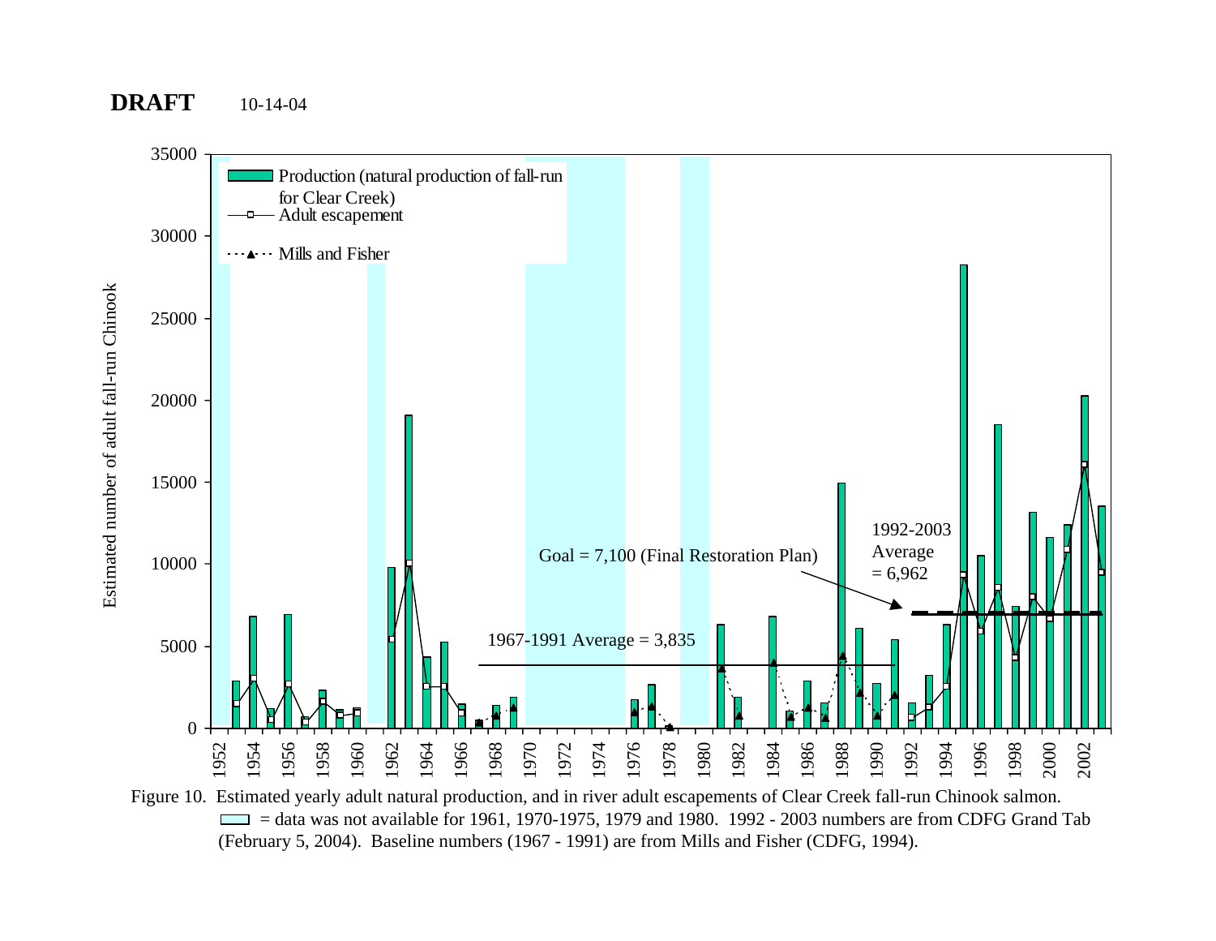**DRAFT** 10-14-04

Estimated number of adult fall-run Chinook

35000
30000
25000
20000
15000
10000
5000
0

Production (natural production of fall-run for Clear Creek)
Adult escapement
Mills and Fisher

Goal = 7,100 (Final Restoration Plan)

1992-2003 Average = 6,962

1967-1991 Average = 3,835

1952 1954 1956 1958 1960 1962 1964 1966 1968 1970 1972 1974 1976 1978 1980 1982 1984 1986 1988 1990 1992 1994 1996 1998 2000 2002

Figure 10. Estimated yearly adult natural production, and in river adult escapements of Clear Creek fall-run Chinook salmon. ▭ = data was not available for 1961, 1970-1975, 1979 and 1980. 1992 - 2003 numbers are from CDFG Grand Tab (February 5, 2004). Baseline numbers (1967 - 1991) are from Mills and Fisher (CDFG, 1994).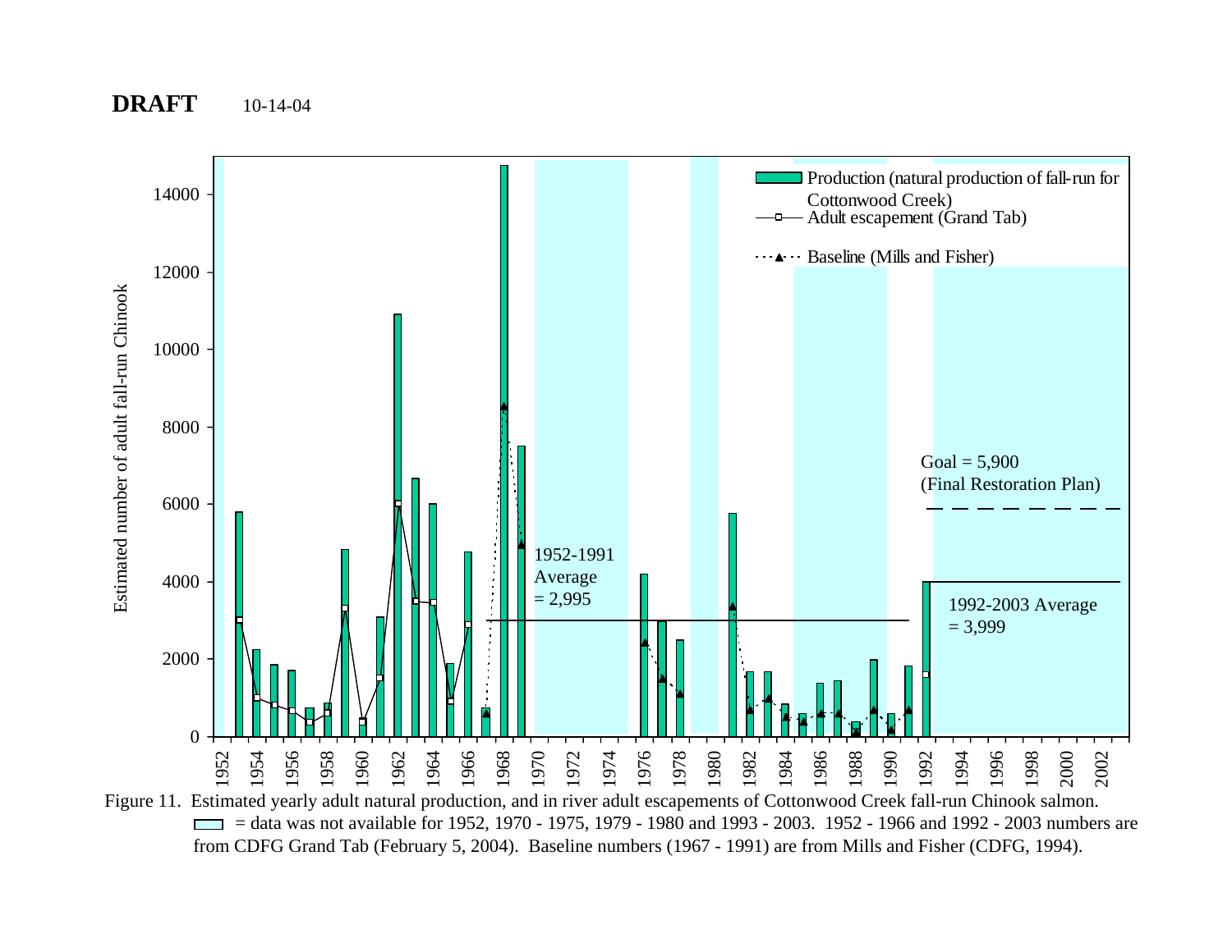**DRAFT** 10-14-04

Estimated number of adult fall-run Chinook

0
2000
4000
6000
8000
10000
12000
14000

1952
1954
1956
1958
1960
1962
1964
1966
1968
1970
1972
1974
1976
1978
1980
1982
1984
1986
1988
1990
1992
1994
1996
1998
2000
2002

Production (natural production of fall-run for Cottonwood Creek)

Adult escapement (Grand Tab)

Baseline (Mills and Fisher)

1952-1991 Average = 2,995

Goal = 5,900 (Final Restoration Plan)

1992-2003 Average = 3,999

Figure 11. Estimated yearly adult natural production, and in river adult escapements of Cottonwood Creek fall-run Chinook salmon. = data was not available for 1952, 1970 - 1975, 1979 - 1980 and 1993 - 2003. 1952 - 1966 and 1992 - 2003 numbers are from CDFG Grand Tab (February 5, 2004). Baseline numbers (1967 - 1991) are from Mills and Fisher (CDFG, 1994).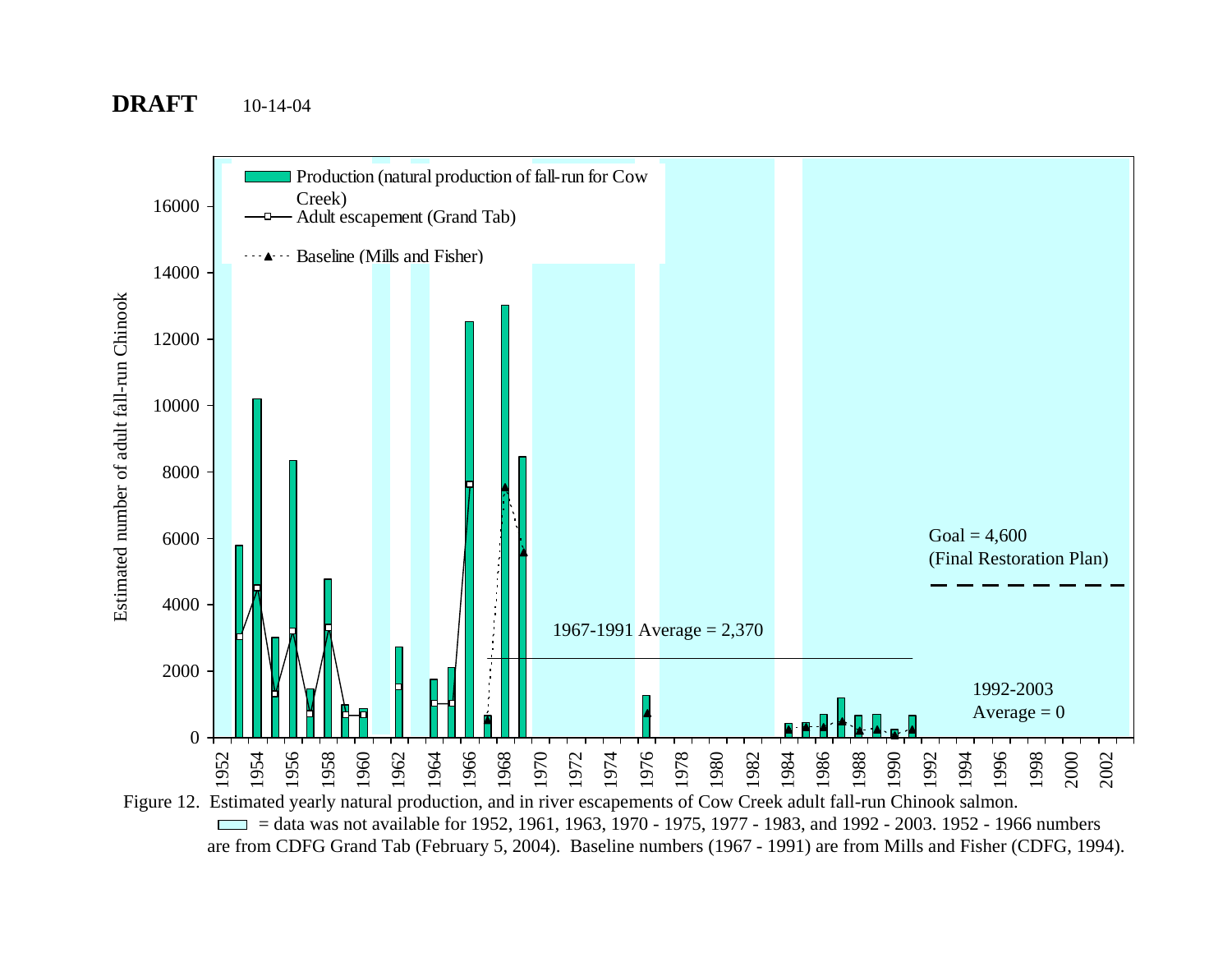**DRAFT** 10-14-04

Production (natural production of fall-run for Cow Creek)

Adult escapement (Grand Tab)

Baseline (Mills and Fisher)

Estimated number of adult fall-run Chinook

0
2000
4000
6000
8000
10000
12000
14000
16000

1952
1954
1956
1958
1960
1962
1964
1966
1968
1970
1972
1974
1976
1978
1980
1982
1984
1986
1988
1990
1992
1994
1996
1998
2000
2002

1967-1991 Average = 2,370

Goal = 4,600
(Final Restoration Plan)

1992-2003
Average = 0

Figure 12. Estimated yearly natural production, and in river escapements of Cow Creek adult fall-run Chinook salmon.
= data was not available for 1952, 1961, 1963, 1970 - 1975, 1977 - 1983, and 1992 - 2003. 1952 - 1966 numbers are from CDFG Grand Tab (February 5, 2004). Baseline numbers (1967 - 1991) are from Mills and Fisher (CDFG, 1994).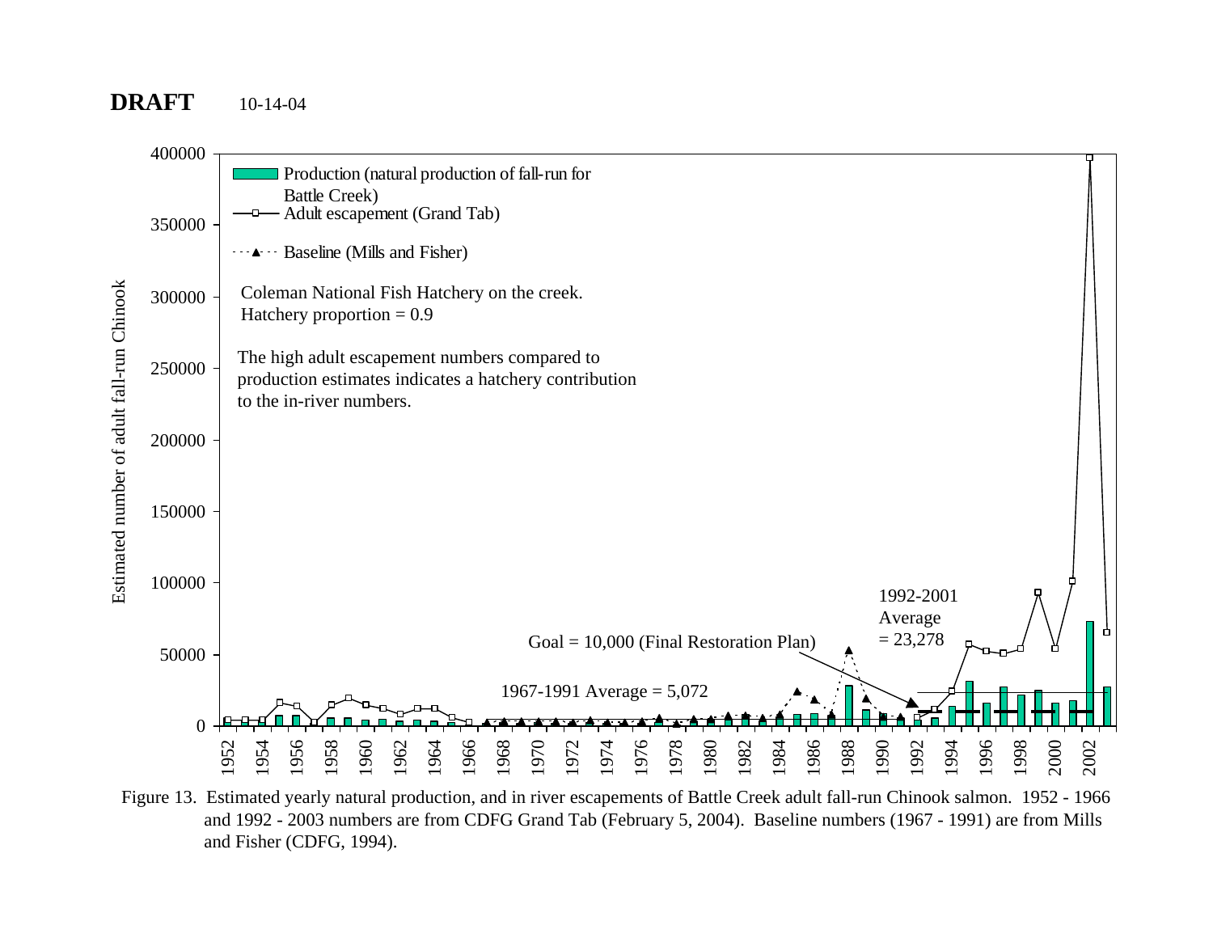DRAFT 10-14-04

400000
350000
300000
250000
200000
150000
100000
50000
0

Estimated number of adult fall-run Chinook

Production (natural production of fall-run for Battle Creek)

Adult escapement (Grand Tab)

Baseline (Mills and Fisher)

Coleman National Fish Hatchery on the creek. Hatchery proportion = 0.9

The high adult escapement numbers compared to production estimates indicates a hatchery contribution to the in-river numbers.

1992-2001 Average = 23,278

Goal = 10,000 (Final Restoration Plan)

1967-1991 Average = 5,072

1952 1954 1956 1958 1960 1962 1964 1966 1968 1970 1972 1974 1976 1978 1980 1982 1984 1986 1988 1990 1992 1994 1996 1998 2000 2002

Figure 13. Estimated yearly natural production, and in river escapements of Battle Creek adult fall-run Chinook salmon. 1952 - 1966 and 1992 - 2003 numbers are from CDFG Grand Tab (February 5, 2004). Baseline numbers (1967 - 1991) are from Mills and Fisher (CDFG, 1994).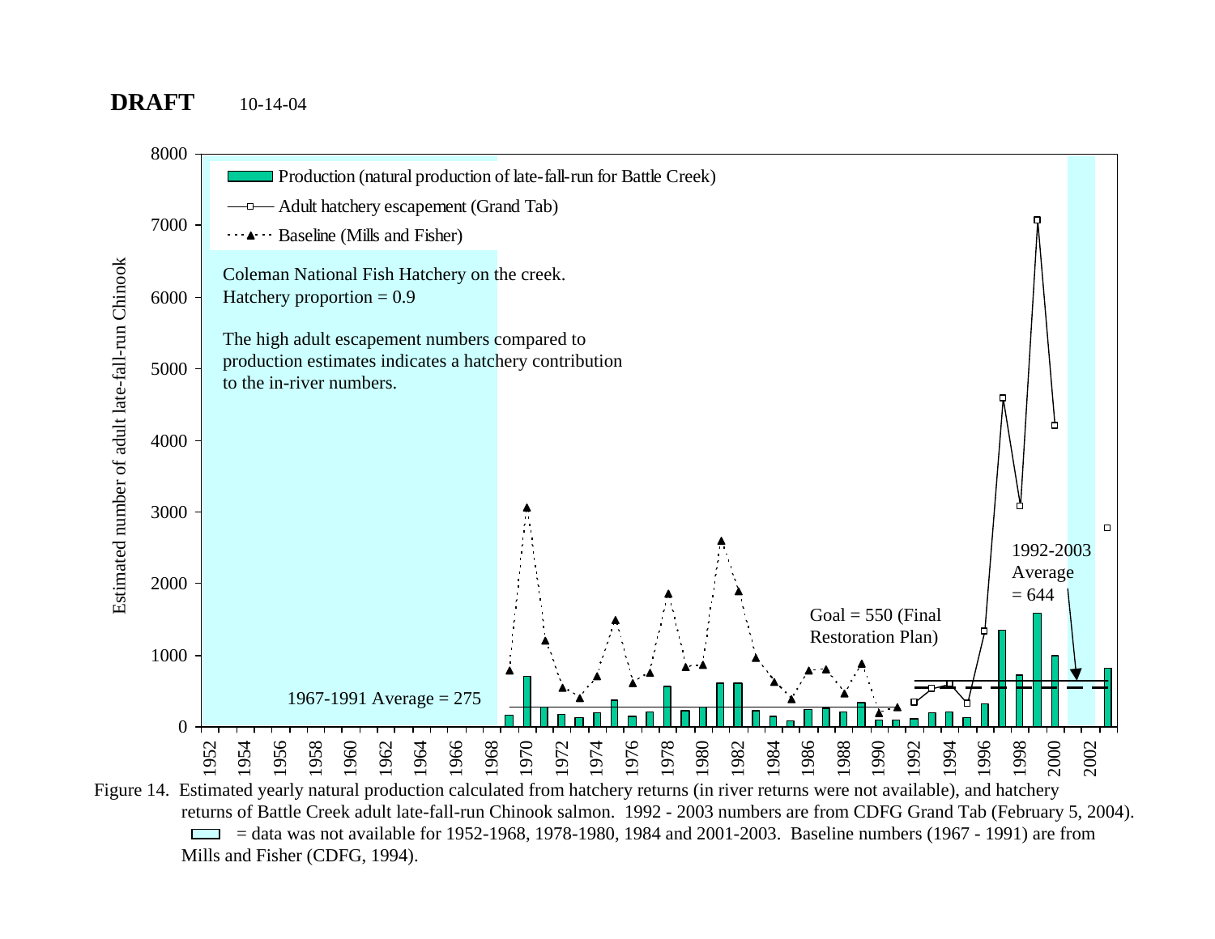**DRAFT** 10-14-04

Production (natural production of late-fall-run for Battle Creek)

Adult hatchery escapement (Grand Tab)

Baseline (Mills and Fisher)

Coleman National Fish Hatchery on the creek.
Hatchery proportion = 0.9

The high adult escapement numbers compared to production estimates indicates a hatchery contribution to the in-river numbers.

1967-1991 Average = 275

Goal = 550 (Final Restoration Plan)

1992-2003 Average = 644

Estimated number of adult late-fall-run Chinook

0
1000
2000
3000
4000
5000
6000
7000
8000

1952
1954
1956
1958
1960
1962
1964
1966
1968
1970
1972
1974
1976
1978
1980
1982
1984
1986
1988
1990
1992
1994
1996
1998
2000
2002

Figure 14. Estimated yearly natural production calculated from hatchery returns (in river returns were not available), and hatchery returns of Battle Creek adult late-fall-run Chinook salmon. 1992 - 2003 numbers are from CDFG Grand Tab (February 5, 2004). = data was not available for 1952-1968, 1978-1980, 1984 and 2001-2003. Baseline numbers (1967 - 1991) are from Mills and Fisher (CDFG, 1994).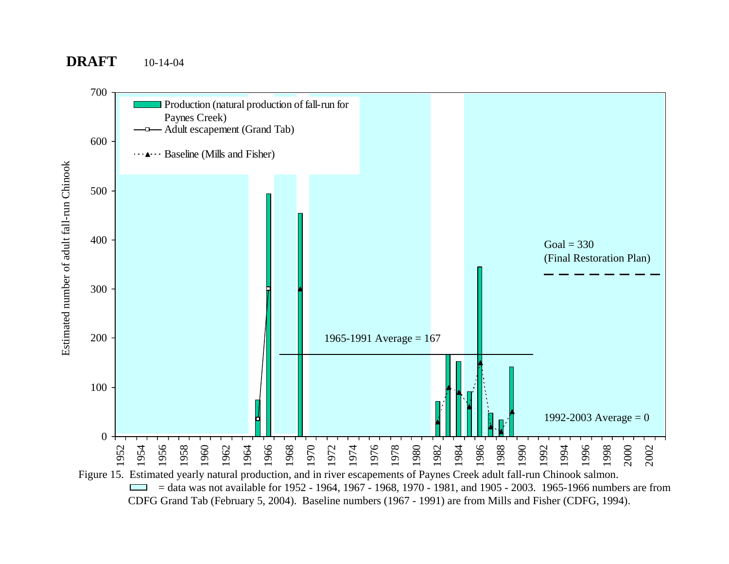**DRAFT** 10-14-04

700
600
500
400
300
200
100
0

Estimated number of adult fall-run Chinook

Production (natural production of fall-run for Paynes Creek)
Adult escapement (Grand Tab)
Baseline (Mills and Fisher)

Goal = 330
(Final Restoration Plan)

1965-1991 Average = 167

1992-2003 Average = 0

1952 1954 1956 1958 1960 1962 1964 1966 1968 1970 1972 1974 1976 1978 1980 1982 1984 1986 1988 1990 1992 1994 1996 1998 2000 2002

Figure 15. Estimated yearly natural production, and in river escapements of Paynes Creek adult fall-run Chinook salmon.
= data was not available for 1952 - 1964, 1967 - 1968, 1970 - 1981, and 1905 - 2003. 1965-1966 numbers are from CDFG Grand Tab (February 5, 2004). Baseline numbers (1967 - 1991) are from Mills and Fisher (CDFG, 1994).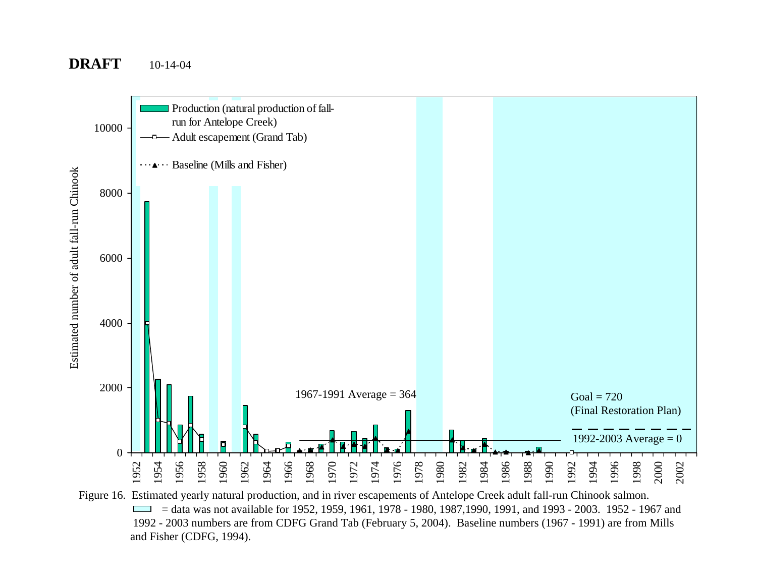**DRAFT** 10-14-04

Production (natural production of fall-run for Antelope Creek)

Adult escapement (Grand Tab)

Baseline (Mills and Fisher)

Estimated number of adult fall-run Chinook

10000

8000

6000

4000

2000

0

1967-1991 Average = 364

Goal = 720
(Final Restoration Plan)

1992-2003 Average = 0

1952 1954 1956 1958 1960 1962 1964 1966 1968 1970 1972 1974 1976 1978 1980 1982 1984 1986 1988 1990 1992 1994 1996 1998 2000 2002

Figure 16. Estimated yearly natural production, and in river escapements of Antelope Creek adult fall-run Chinook salmon. = data was not available for 1952, 1959, 1961, 1978 - 1980, 1987,1990, 1991, and 1993 - 2003. 1952 - 1967 and 1992 - 2003 numbers are from CDFG Grand Tab (February 5, 2004). Baseline numbers (1967 - 1991) are from Mills and Fisher (CDFG, 1994).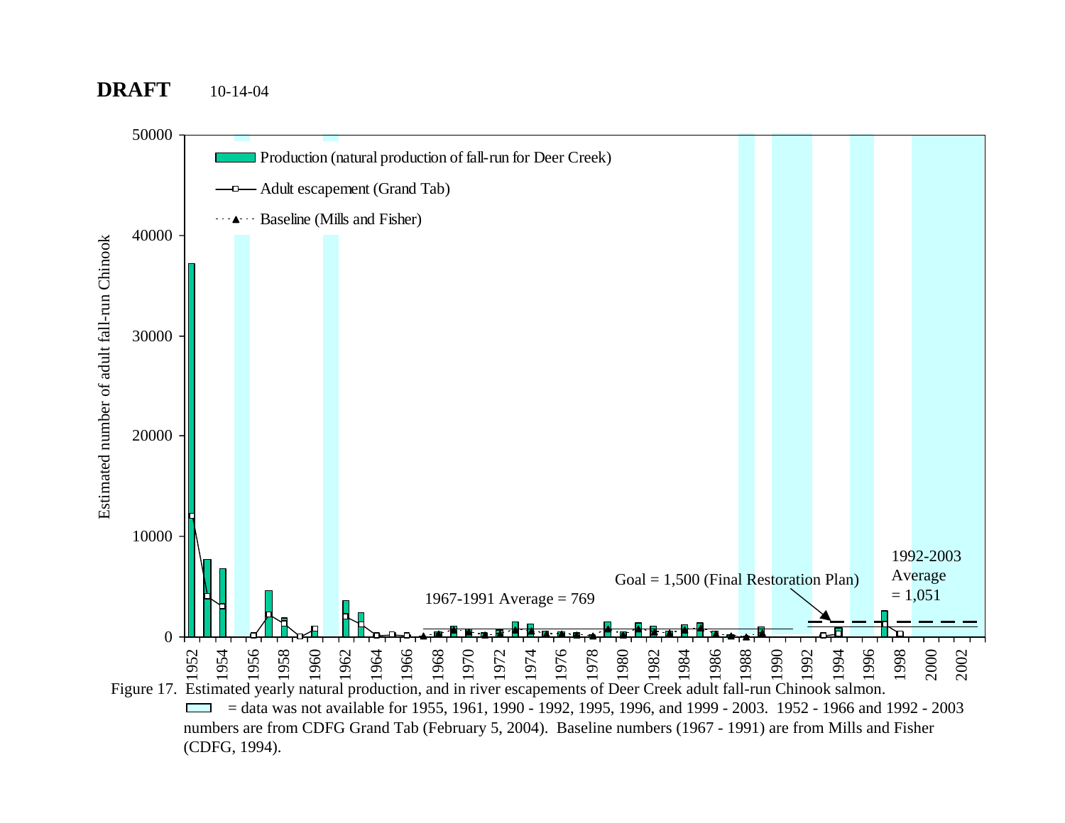**DRAFT** 10-14-04

50000
40000
30000
20000
10000
0

Estimated number of adult fall-run Chinook

Production (natural production of fall-run for Deer Creek)

Adult escapement (Grand Tab)

Baseline (Mills and Fisher)

1967-1991 Average = 769

Goal = 1,500 (Final Restoration Plan)

1992-2003 Average = 1,051

1952 1954 1956 1958 1960 1962 1964 1966 1968 1970 1972 1974 1976 1978 1980 1982 1984 1986 1988 1990 1992 1994 1996 1998 2000 2002

Figure 17. Estimated yearly natural production, and in river escapements of Deer Creek adult fall-run Chinook salmon. ▭ = data was not available for 1955, 1961, 1990 - 1992, 1995, 1996, and 1999 - 2003. 1952 - 1966 and 1992 - 2003 numbers are from CDFG Grand Tab (February 5, 2004). Baseline numbers (1967 - 1991) are from Mills and Fisher (CDFG, 1994).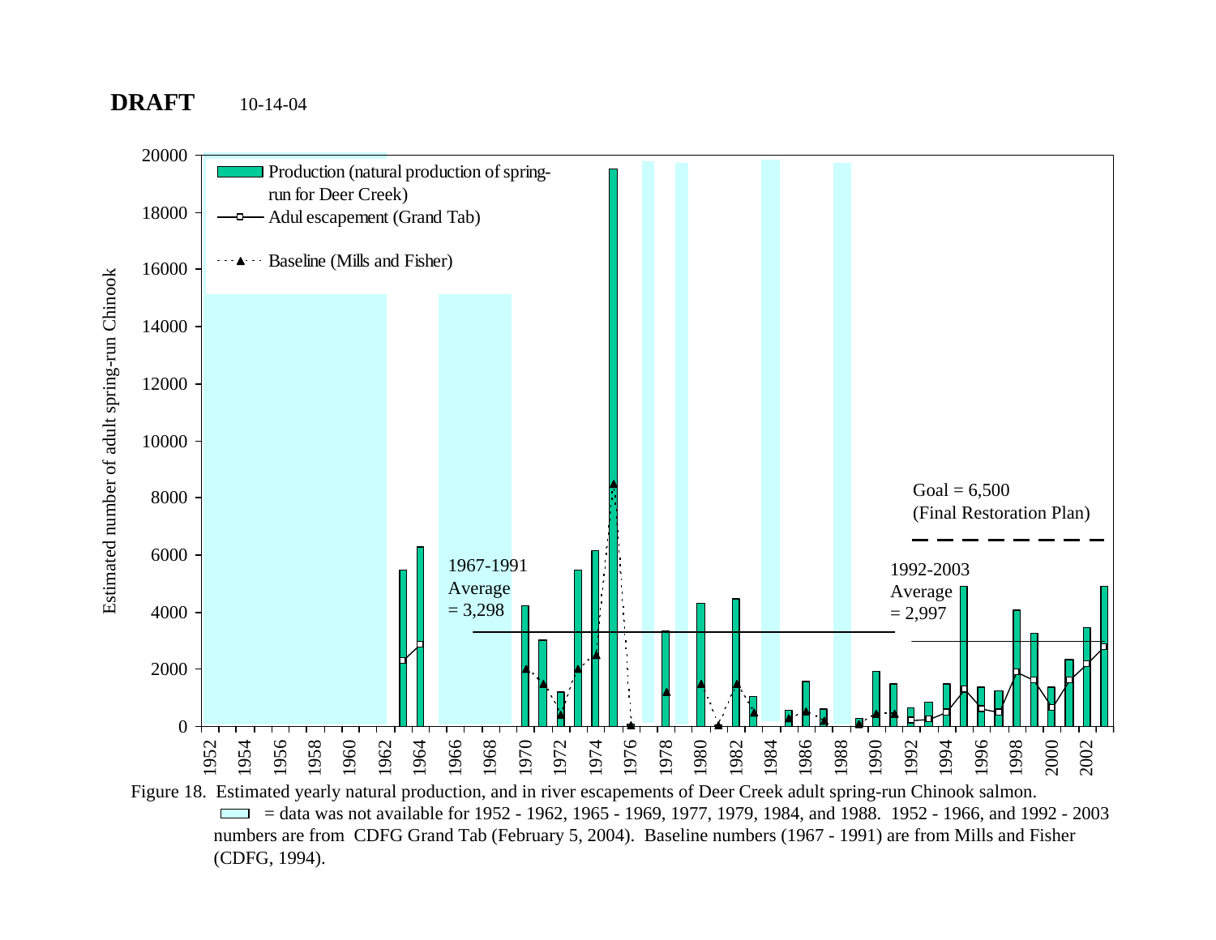**DRAFT** 10-14-04

Estimated number of adult spring-run Chinook

20000
18000
16000
14000
12000
10000
8000
6000
4000
2000
0

Production (natural production of spring-run for Deer Creek)

Adul escapement (Grand Tab)

Baseline (Mills and Fisher)

Goal = 6,500
(Final Restoration Plan)

1967-1991
Average
= 3,298

1992-2003
Average
= 2,997

1952 1954 1956 1958 1960 1962 1964 1966 1968 1970 1972 1974 1976 1978 1980 1982 1984 1986 1988 1990 1992 1994 1996 1998 2000 2002

Figure 18. Estimated yearly natural production, and in river escapements of Deer Creek adult spring-run Chinook salmon. = data was not available for 1952 - 1962, 1965 - 1969, 1977, 1979, 1984, and 1988. 1952 - 1966, and 1992 - 2003 numbers are from CDFG Grand Tab (February 5, 2004). Baseline numbers (1967 - 1991) are from Mills and Fisher (CDFG, 1994).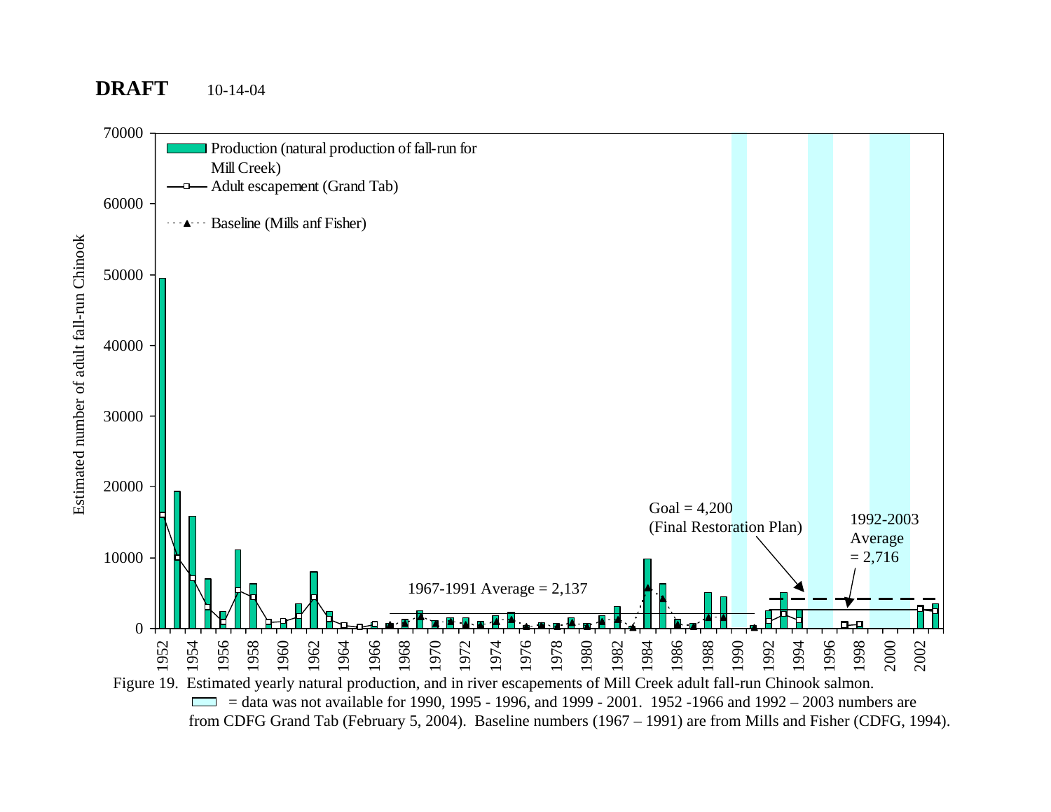**DRAFT** 10-14-04

Estimated number of adult fall-run Chinook

70000
60000
50000
40000
30000
20000
10000
0

Production (natural production of fall-run for Mill Creek)
Adult escapement (Grand Tab)
Baseline (Mills anf Fisher)

Goal = 4,200
(Final Restoration Plan)

1992-2003
Average
= 2,716

1967-1991 Average = 2,137

1952 1954 1956 1958 1960 1962 1964 1966 1968 1970 1972 1974 1976 1978 1980 1982 1984 1986 1988 1990 1992 1994 1996 1998 2000 2002

Figure 19. Estimated yearly natural production, and in river escapements of Mill Creek adult fall-run Chinook salmon. = data was not available for 1990, 1995 - 1996, and 1999 - 2001. 1952 -1966 and 1992 – 2003 numbers are from CDFG Grand Tab (February 5, 2004). Baseline numbers (1967 – 1991) are from Mills and Fisher (CDFG, 1994).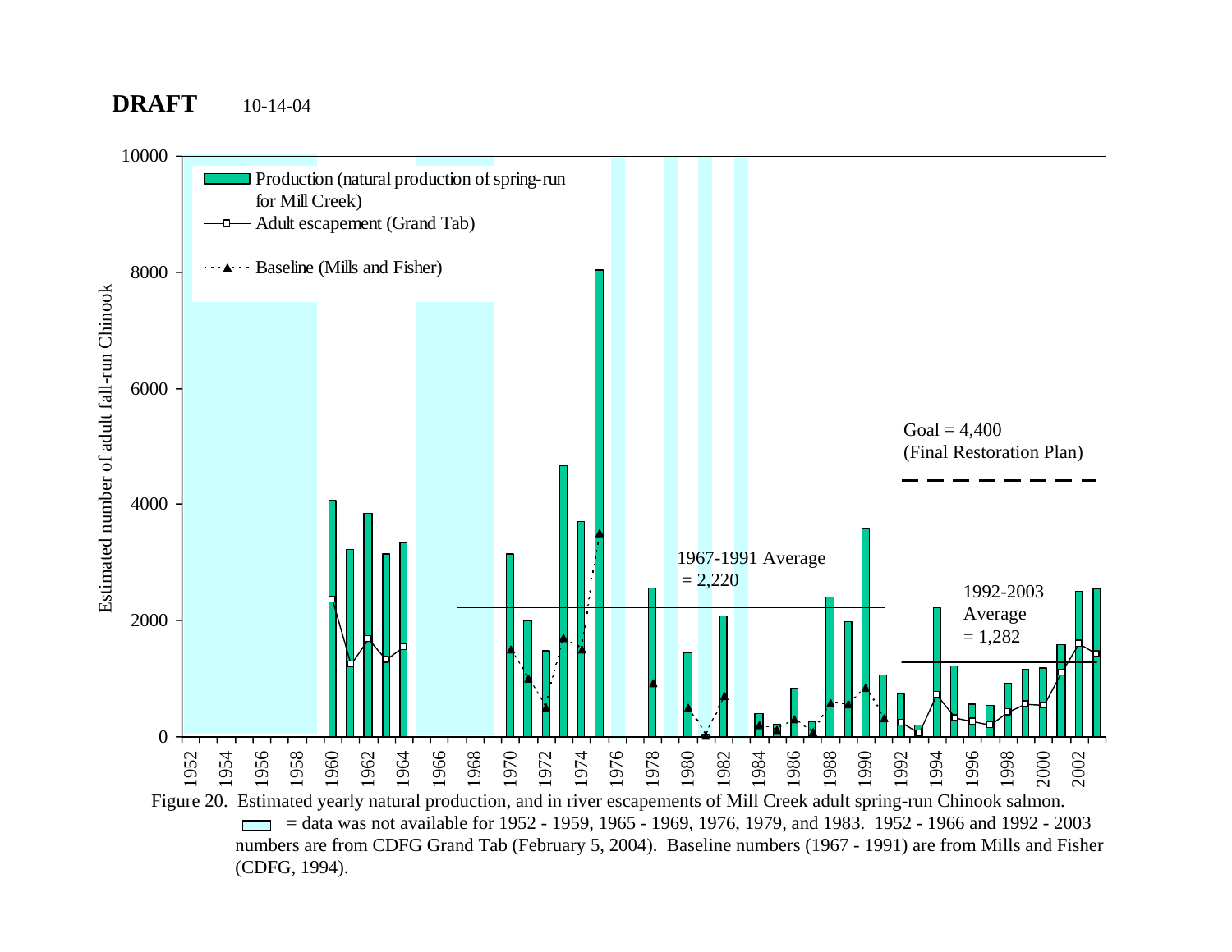**DRAFT** 10-14-04

Production (natural production of spring-run for Mill Creek)

Adult escapement (Grand Tab)

Baseline (Mills and Fisher)

Estimated number of adult fall-run Chinook

10000

8000

6000

4000

2000

0

Goal = 4,400
(Final Restoration Plan)

1967-1991 Average
= 2,220

1992-2003
Average
= 1,282

1952 1954 1956 1958 1960 1962 1964 1966 1968 1970 1972 1974 1976 1978 1980 1982 1984 1986 1988 1990 1992 1994 1996 1998 2000 2002

Figure 20. Estimated yearly natural production, and in river escapements of Mill Creek adult spring-run Chinook salmon. = data was not available for 1952 - 1959, 1965 - 1969, 1976, 1979, and 1983. 1952 - 1966 and 1992 - 2003 numbers are from CDFG Grand Tab (February 5, 2004). Baseline numbers (1967 - 1991) are from Mills and Fisher (CDFG, 1994).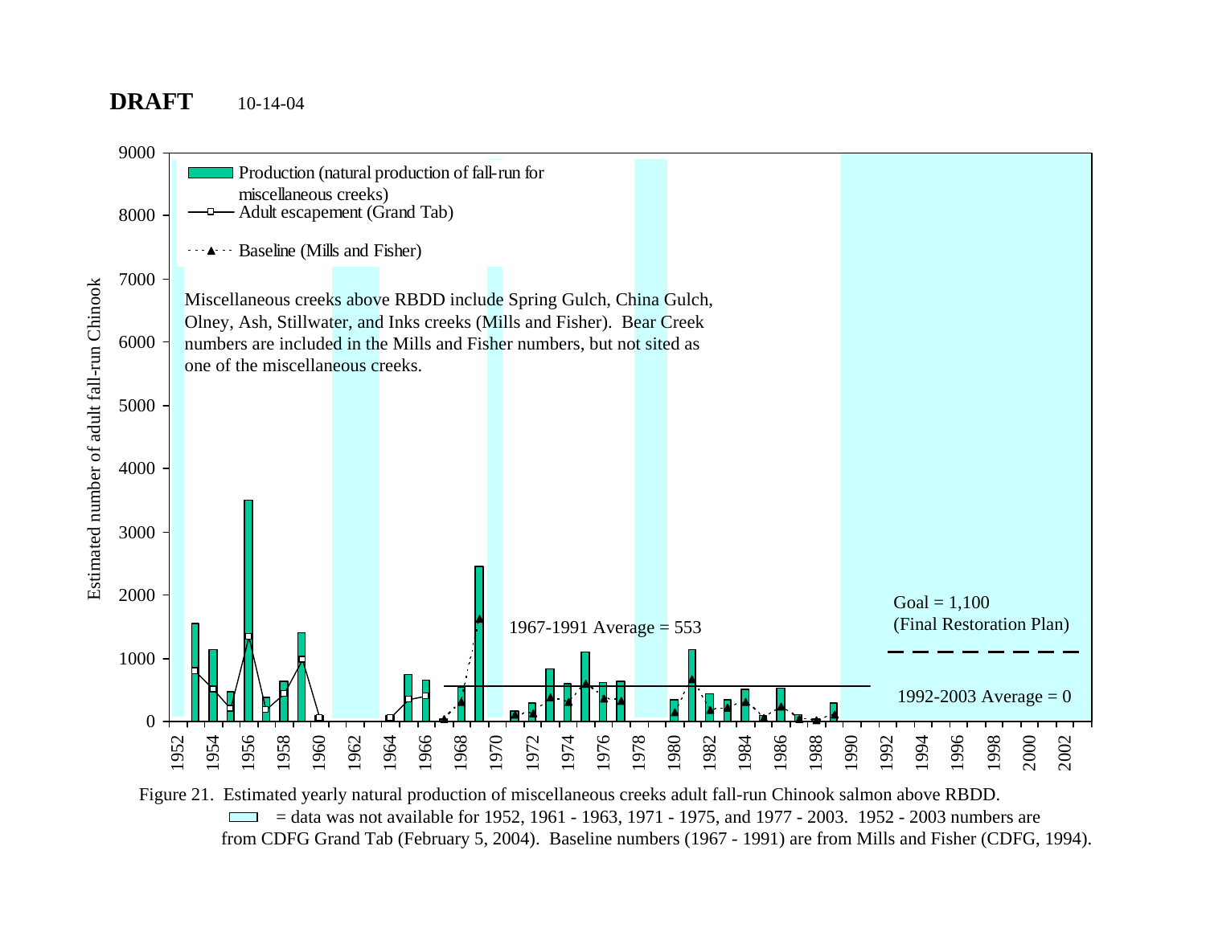**DRAFT** 10-14-04

9000
8000
7000
6000
5000
4000
3000
2000
1000
0

Estimated number of adult fall-run Chinook

Production (natural production of fall-run for miscellaneous creeks)
Adult escapement (Grand Tab)
Baseline (Mills and Fisher)

Miscellaneous creeks above RBDD include Spring Gulch, China Gulch, Olney, Ash, Stillwater, and Inks creeks (Mills and Fisher). Bear Creek numbers are included in the Mills and Fisher numbers, but not sited as one of the miscellaneous creeks.

1967-1991 Average = 553

Goal = 1,100
(Final Restoration Plan)

1992-2003 Average = 0

1952
1954
1956
1958
1960
1962
1964
1966
1968
1970
1972
1974
1976
1978
1980
1982
1984
1986
1988
1990
1992
1994
1996
1998
2000
2002

Figure 21. Estimated yearly natural production of miscellaneous creeks adult fall-run Chinook salmon above RBDD.
= data was not available for 1952, 1961 - 1963, 1971 - 1975, and 1977 - 2003. 1952 - 2003 numbers are from CDFG Grand Tab (February 5, 2004). Baseline numbers (1967 - 1991) are from Mills and Fisher (CDFG, 1994).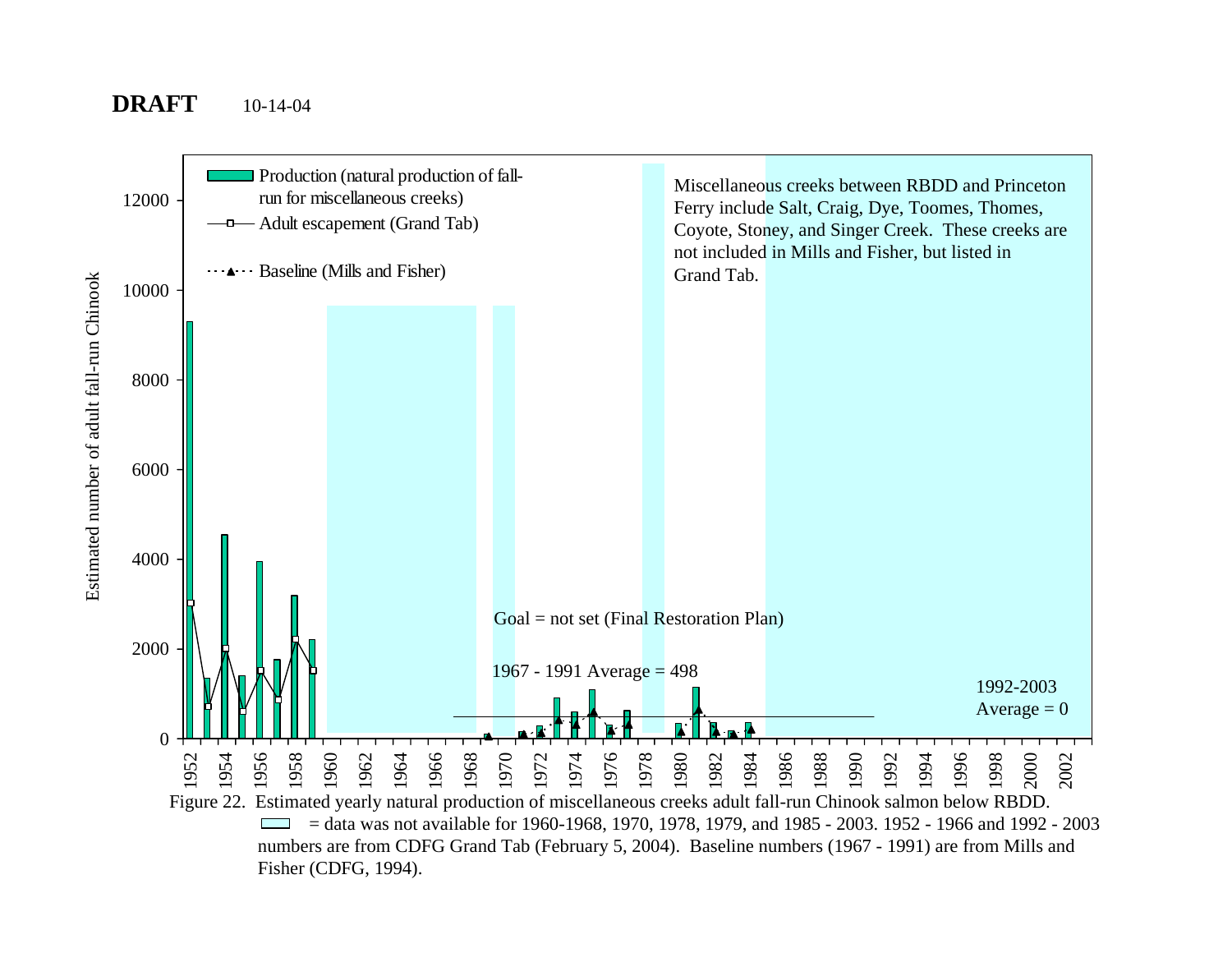**DRAFT** 10-14-04

Production (natural production of fall-run for miscellaneous creeks)

Adult escapement (Grand Tab)

Baseline (Mills and Fisher)

Miscellaneous creeks between RBDD and Princeton Ferry include Salt, Craig, Dye, Toomes, Thomes, Coyote, Stoney, and Singer Creek. These creeks are not included in Mills and Fisher, but listed in Grand Tab.

Goal = not set (Final Restoration Plan)

1967 - 1991 Average = 498

1992-2003 Average = 0

Estimated number of adult fall-run Chinook

0
2000
4000
6000
8000
10000
12000

1952 1954 1956 1958 1960 1962 1964 1966 1968 1970 1972 1974 1976 1978 1980 1982 1984 1986 1988 1990 1992 1994 1996 1998 2000 2002

Figure 22. Estimated yearly natural production of miscellaneous creeks adult fall-run Chinook salmon below RBDD. = data was not available for 1960-1968, 1970, 1978, 1979, and 1985 - 2003. 1952 - 1966 and 1992 - 2003 numbers are from CDFG Grand Tab (February 5, 2004). Baseline numbers (1967 - 1991) are from Mills and Fisher (CDFG, 1994).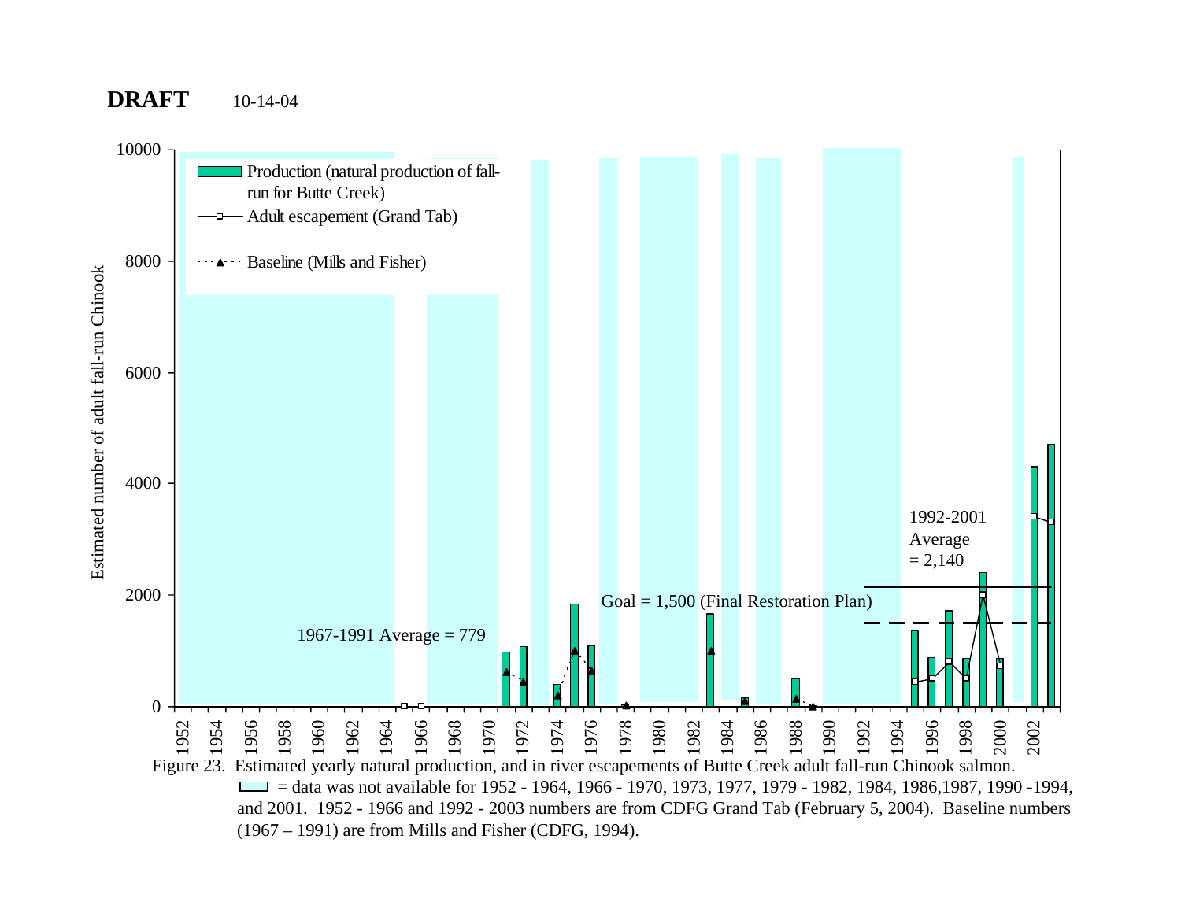**DRAFT** 10-14-04

Estimated number of adult fall-run Chinook

10000

8000

6000

4000

2000

0

Production (natural production of fall-run for Butte Creek)

Adult escapement (Grand Tab)

Baseline (Mills and Fisher)

1992-2001 Average = 2,140

Goal = 1,500 (Final Restoration Plan)

1967-1991 Average = 779

1952 1954 1956 1958 1960 1962 1964 1966 1968 1970 1972 1974 1976 1978 1980 1982 1984 1986 1988 1990 1992 1994 1996 1998 2000 2002

Figure 23. Estimated yearly natural production, and in river escapements of Butte Creek adult fall-run Chinook salmon. ▭ = data was not available for 1952 - 1964, 1966 - 1970, 1973, 1977, 1979 - 1982, 1984, 1986,1987, 1990 -1994, and 2001. 1952 - 1966 and 1992 - 2003 numbers are from CDFG Grand Tab (February 5, 2004). Baseline numbers (1967 – 1991) are from Mills and Fisher (CDFG, 1994).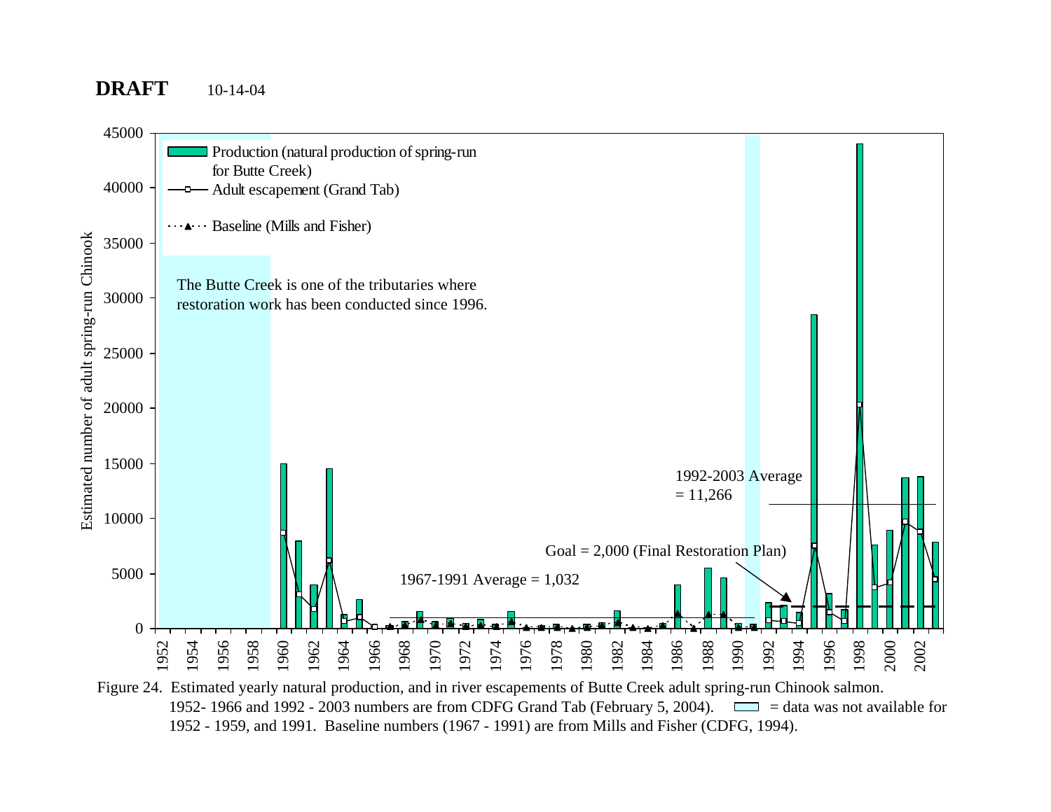**DRAFT** 10-14-04

Production (natural production of spring-run for Butte Creek)

Adult escapement (Grand Tab)

Baseline (Mills and Fisher)

Estimated number of adult spring-run Chinook

45000
40000
35000
30000
25000
20000
15000
10000
5000
0

The Butte Creek is one of the tributaries where restoration work has been conducted since 1996.

1992-2003 Average = 11,266

Goal = 2,000 (Final Restoration Plan)

1967-1991 Average = 1,032

1952 1954 1956 1958 1960 1962 1964 1966 1968 1970 1972 1974 1976 1978 1980 1982 1984 1986 1988 1990 1992 1994 1996 1998 2000 2002

Figure 24. Estimated yearly natural production, and in river escapements of Butte Creek adult spring-run Chinook salmon. 1952- 1966 and 1992 - 2003 numbers are from CDFG Grand Tab (February 5, 2004). = data was not available for 1952 - 1959, and 1991. Baseline numbers (1967 - 1991) are from Mills and Fisher (CDFG, 1994).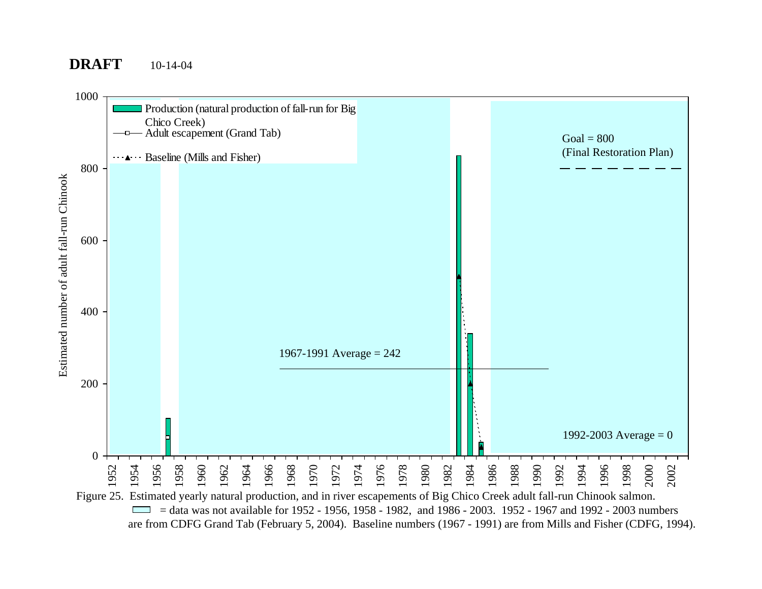**DRAFT** 10-14-04

Production (natural production of fall-run for Big Chico Creek)

Adult escapement (Grand Tab)

Baseline (Mills and Fisher)

Goal = 800
(Final Restoration Plan)

1967-1991 Average = 242

1992-2003 Average = 0

Estimated number of adult fall-run Chinook

0
200
400
600
800
1000

1952 1954 1956 1958 1960 1962 1964 1966 1968 1970 1972 1974 1976 1978 1980 1982 1984 1986 1988 1990 1992 1994 1996 1998 2000 2002

Figure 25. Estimated yearly natural production, and in river escapements of Big Chico Creek adult fall-run Chinook salmon. = data was not available for 1952 - 1956, 1958 - 1982, and 1986 - 2003. 1952 - 1967 and 1992 - 2003 numbers are from CDFG Grand Tab (February 5, 2004). Baseline numbers (1967 - 1991) are from Mills and Fisher (CDFG, 1994).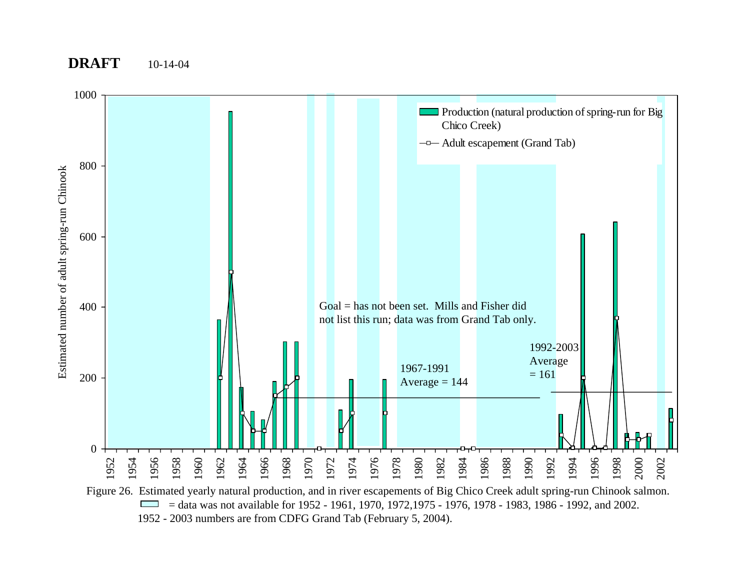**DRAFT** 10-14-04

Estimated number of adult spring-run Chinook

1000

800

600

400

200

0

1952 1954 1956 1958 1960 1962 1964 1966 1968 1970 1972 1974 1976 1978 1980 1982 1984 1986 1988 1990 1992 1994 1996 1998 2000 2002

Production (natural production of spring-run for Big Chico Creek)

Adult escapement (Grand Tab)

Goal = has not been set. Mills and Fisher did not list this run; data was from Grand Tab only.

1967-1991 Average = 144

1992-2003 Average = 161

Figure 26. Estimated yearly natural production, and in river escapements of Big Chico Creek adult spring-run Chinook salmon.
= data was not available for 1952 - 1961, 1970, 1972,1975 - 1976, 1978 - 1983, 1986 - 1992, and 2002.
1952 - 2003 numbers are from CDFG Grand Tab (February 5, 2004).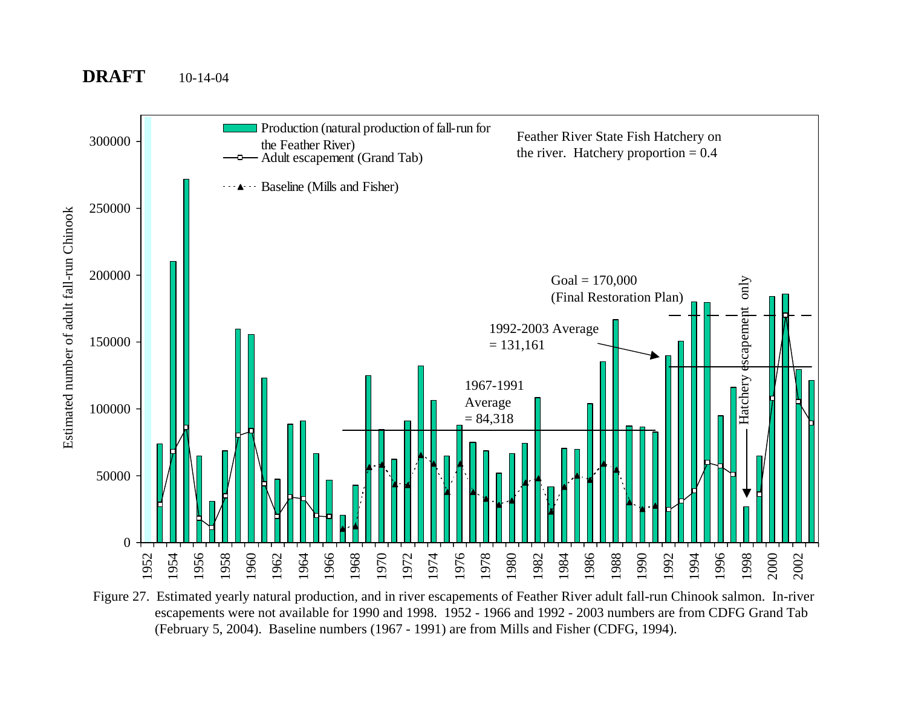**DRAFT** 10-14-04

Production (natural production of fall-run for the Feather River)

Adult escapement (Grand Tab)

Baseline (Mills and Fisher)

Feather River State Fish Hatchery on the river. Hatchery proportion = 0.4

Estimated number of adult fall-run Chinook

300000

250000

200000

150000

100000

50000

0

Goal = 170,000 (Final Restoration Plan)

1992-2003 Average = 131,161

1967-1991 Average = 84,318

Hatchery escapement only

1952 1954 1956 1958 1960 1962 1964 1966 1968 1970 1972 1974 1976 1978 1980 1982 1984 1986 1988 1990 1992 1994 1996 1998 2000 2002

Figure 27. Estimated yearly natural production, and in river escapements of Feather River adult fall-run Chinook salmon. In-river escapements were not available for 1990 and 1998. 1952 - 1966 and 1992 - 2003 numbers are from CDFG Grand Tab (February 5, 2004). Baseline numbers (1967 - 1991) are from Mills and Fisher (CDFG, 1994).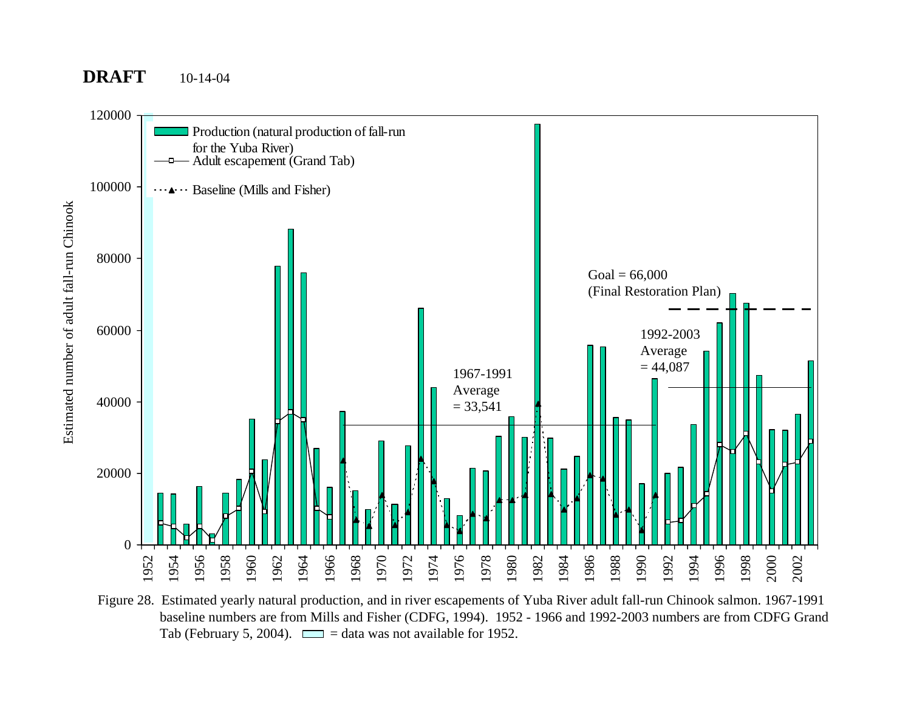**DRAFT** 10-14-04

Estimated number of adult fall-run Chinook

120000
100000
80000
60000
40000
20000
0

Production (natural production of fall-run for the Yuba River)

Adult escapement (Grand Tab)

Baseline (Mills and Fisher)

Goal = 66,000
(Final Restoration Plan)

1992-2003
Average
= 44,087

1967-1991
Average
= 33,541

1952 1954 1956 1958 1960 1962 1964 1966 1968 1970 1972 1974 1976 1978 1980 1982 1984 1986 1988 1990 1992 1994 1996 1998 2000 2002

Figure 28. Estimated yearly natural production, and in river escapements of Yuba River adult fall-run Chinook salmon. 1967-1991 baseline numbers are from Mills and Fisher (CDFG, 1994). 1952 - 1966 and 1992-2003 numbers are from CDFG Grand Tab (February 5, 2004). = data was not available for 1952.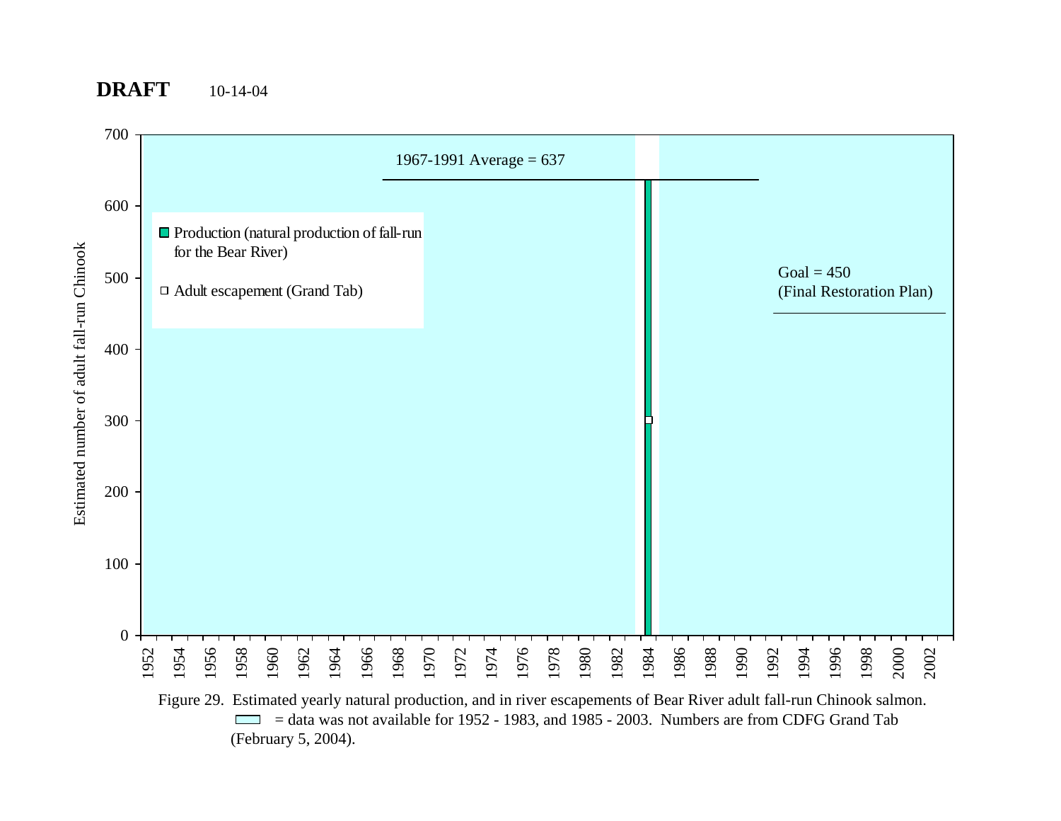**DRAFT** 10-14-04

700
600
500
400
300
200
100
0

Estimated number of adult fall-run Chinook

1967-1991 Average = 637

Production (natural production of fall-run for the Bear River)

Adult escapement (Grand Tab)

Goal = 450
(Final Restoration Plan)

1952 1954 1956 1958 1960 1962 1964 1966 1968 1970 1972 1974 1976 1978 1980 1982 1984 1986 1988 1990 1992 1994 1996 1998 2000 2002

Figure 29. Estimated yearly natural production, and in river escapements of Bear River adult fall-run Chinook salmon. = data was not available for 1952 - 1983, and 1985 - 2003. Numbers are from CDFG Grand Tab (February 5, 2004).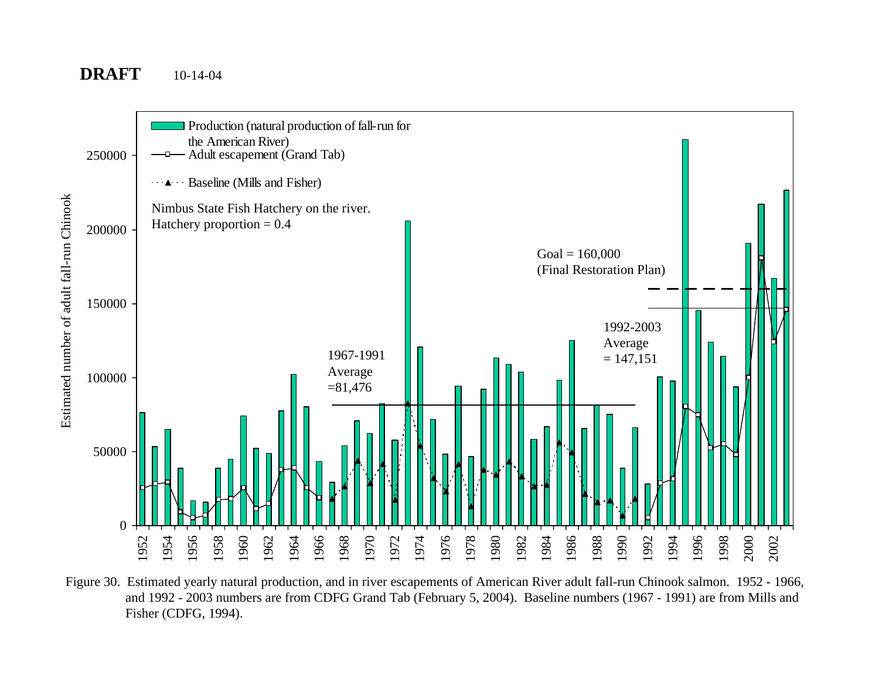**DRAFT** 10-14-04

Production (natural production of fall-run for the American River)

Adult escapement (Grand Tab)

Baseline (Mills and Fisher)

Nimbus State Fish Hatchery on the river.
Hatchery proportion = 0.4

Goal = 160,000
(Final Restoration Plan)

1992-2003
Average
= 147,151

1967-1991
Average
=81,476

Estimated number of adult fall-run Chinook

0
50000
100000
150000
200000
250000

1952
1954
1956
1958
1960
1962
1964
1966
1968
1970
1972
1974
1976
1978
1980
1982
1984
1986
1988
1990
1992
1994
1996
1998
2000
2002

Figure 30. Estimated yearly natural production, and in river escapements of American River adult fall-run Chinook salmon. 1952 - 1966, and 1992 - 2003 numbers are from CDFG Grand Tab (February 5, 2004). Baseline numbers (1967 - 1991) are from Mills and Fisher (CDFG, 1994).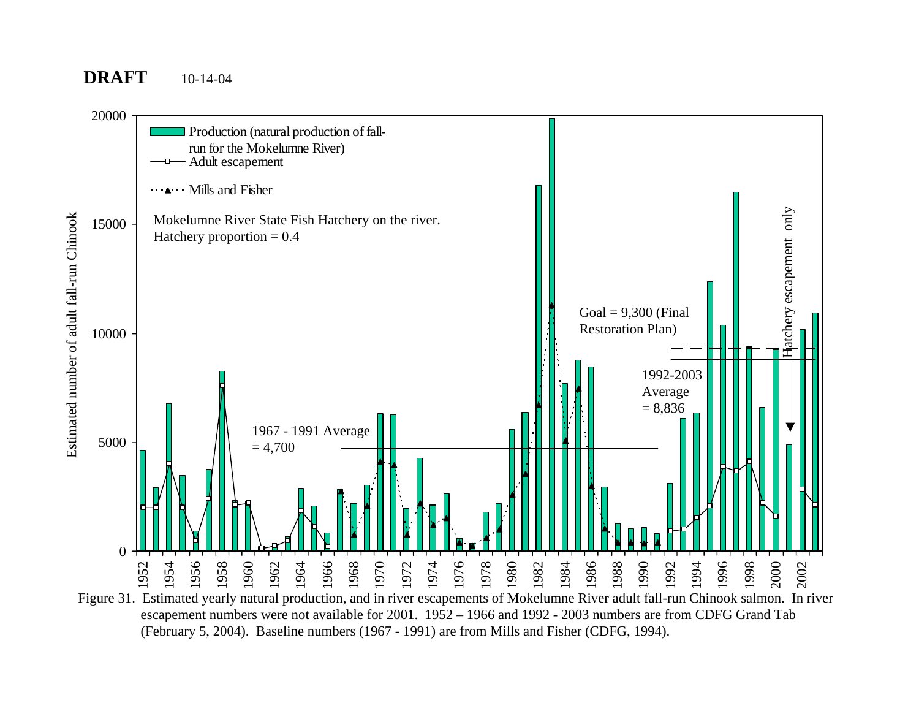Figure 31. Estimated yearly natural production, and in river escapements of Mokelumne River adult fall-run Chinook salmon. In river escapement numbers were not available for 2001. 1952 – 1966 and 1992 - 2003 numbers are from CDFG Grand Tab (February 5, 2004). Baseline numbers (1967 - 1991) are from Mills and Fisher (CDFG, 1994).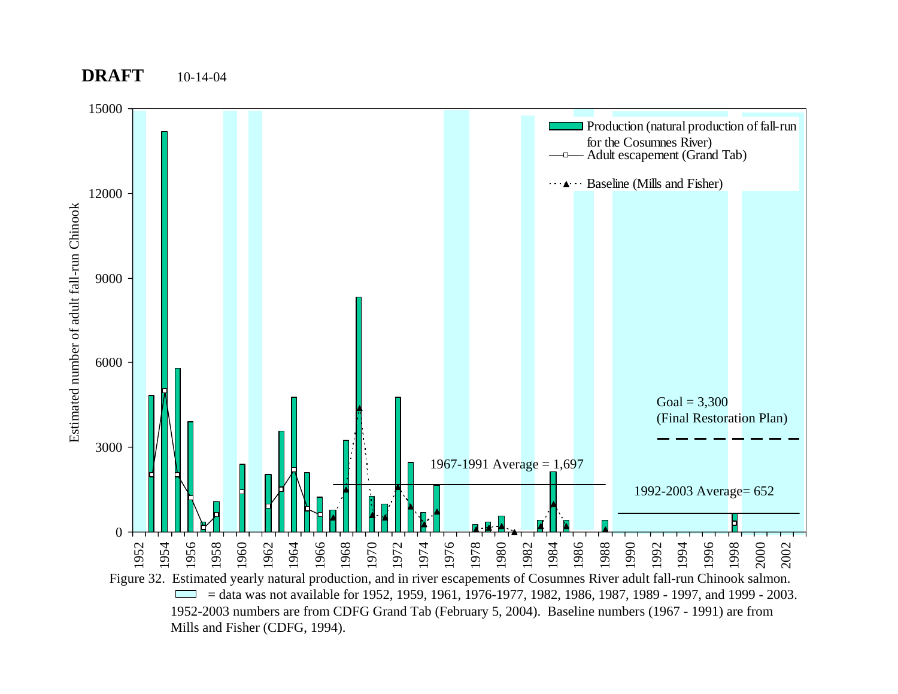**DRAFT** 10-14-04

Estimated number of adult fall-run Chinook

15000
12000
9000
6000
3000
0

1952 1954 1956 1958 1960 1962 1964 1966 1968 1970 1972 1974 1976 1978 1980 1982 1984 1986 1988 1990 1992 1994 1996 1998 2000 2002

Production (natural production of fall-run for the Cosumnes River)
Adult escapement (Grand Tab)
Baseline (Mills and Fisher)

Goal = 3,300
(Final Restoration Plan)

1967-1991 Average = 1,697

1992-2003 Average= 652

Figure 32. Estimated yearly natural production, and in river escapements of Cosumnes River adult fall-run Chinook salmon.
= data was not available for 1952, 1959, 1961, 1976-1977, 1982, 1986, 1987, 1989 - 1997, and 1999 - 2003.
1952-2003 numbers are from CDFG Grand Tab (February 5, 2004). Baseline numbers (1967 - 1991) are from Mills and Fisher (CDFG, 1994).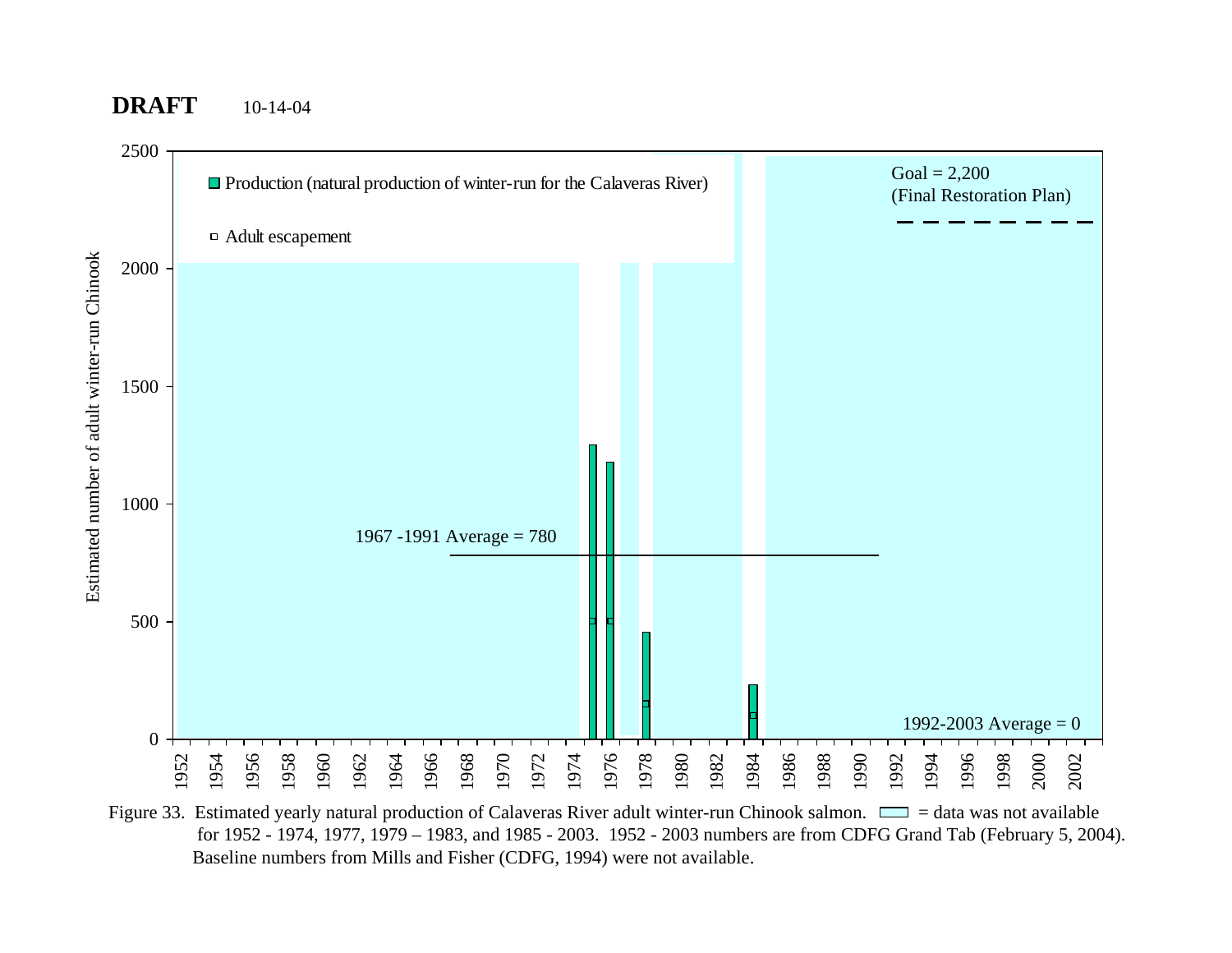**DRAFT** 10-14-04

Production (natural production of winter-run for the Calaveras River)

Adult escapement

Goal = 2,200
(Final Restoration Plan)

1967 -1991 Average = 780

1992-2003 Average = 0

Estimated number of adult winter-run Chinook

2500
2000
1500
1000
500
0

1952 1954 1956 1958 1960 1962 1964 1966 1968 1970 1972 1974 1976 1978 1980 1982 1984 1986 1988 1990 1992 1994 1996 1998 2000 2002

Figure 33. Estimated yearly natural production of Calaveras River adult winter-run Chinook salmon. ▭ = data was not available for 1952 - 1974, 1977, 1979 – 1983, and 1985 - 2003. 1952 - 2003 numbers are from CDFG Grand Tab (February 5, 2004). Baseline numbers from Mills and Fisher (CDFG, 1994) were not available.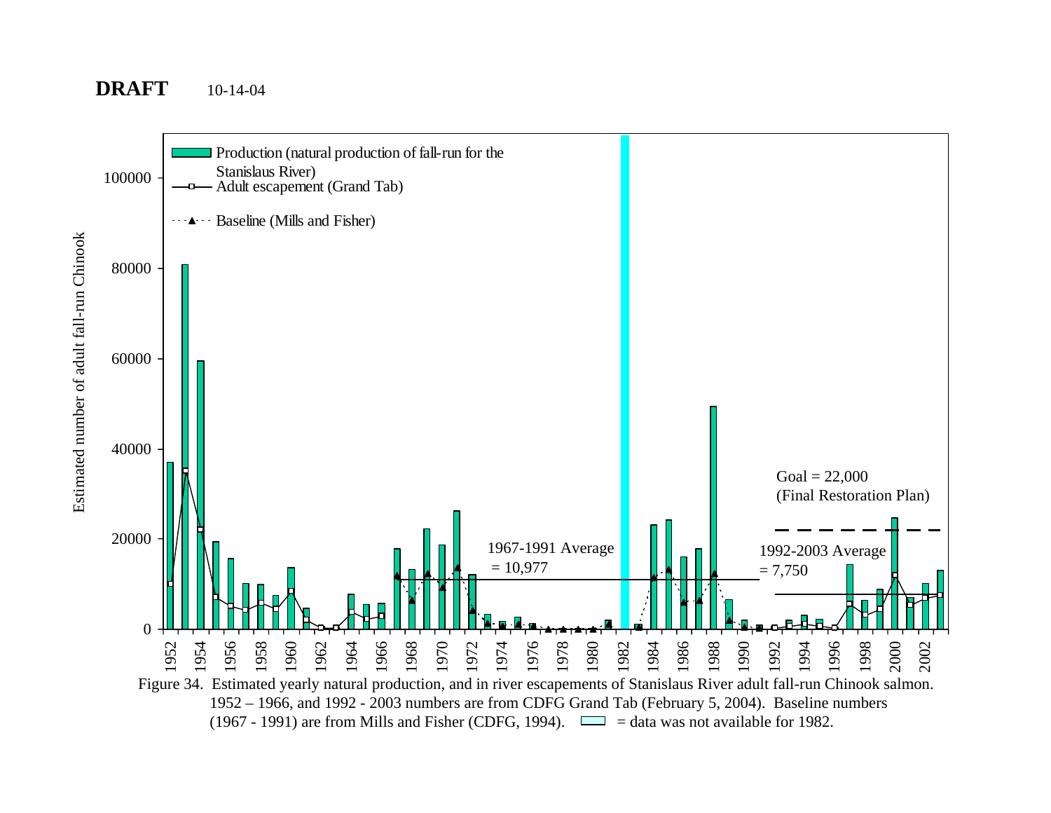**DRAFT** 10-14-04

Production (natural production of fall-run for the Stanislaus River)

Adult escapement (Grand Tab)

Baseline (Mills and Fisher)

Estimated number of adult fall-run Chinook

100000

80000

60000

40000

20000

0

Goal = 22,000
(Final Restoration Plan)

1967-1991 Average
= 10,977

1992-2003 Average
= 7,750

1952 1954 1956 1958 1960 1962 1964 1966 1968 1970 1972 1974 1976 1978 1980 1982 1984 1986 1988 1990 1992 1994 1996 1998 2000 2002

Figure 34. Estimated yearly natural production, and in river escapements of Stanislaus River adult fall-run Chinook salmon. 1952 – 1966, and 1992 - 2003 numbers are from CDFG Grand Tab (February 5, 2004). Baseline numbers (1967 - 1991) are from Mills and Fisher (CDFG, 1994). = data was not available for 1982.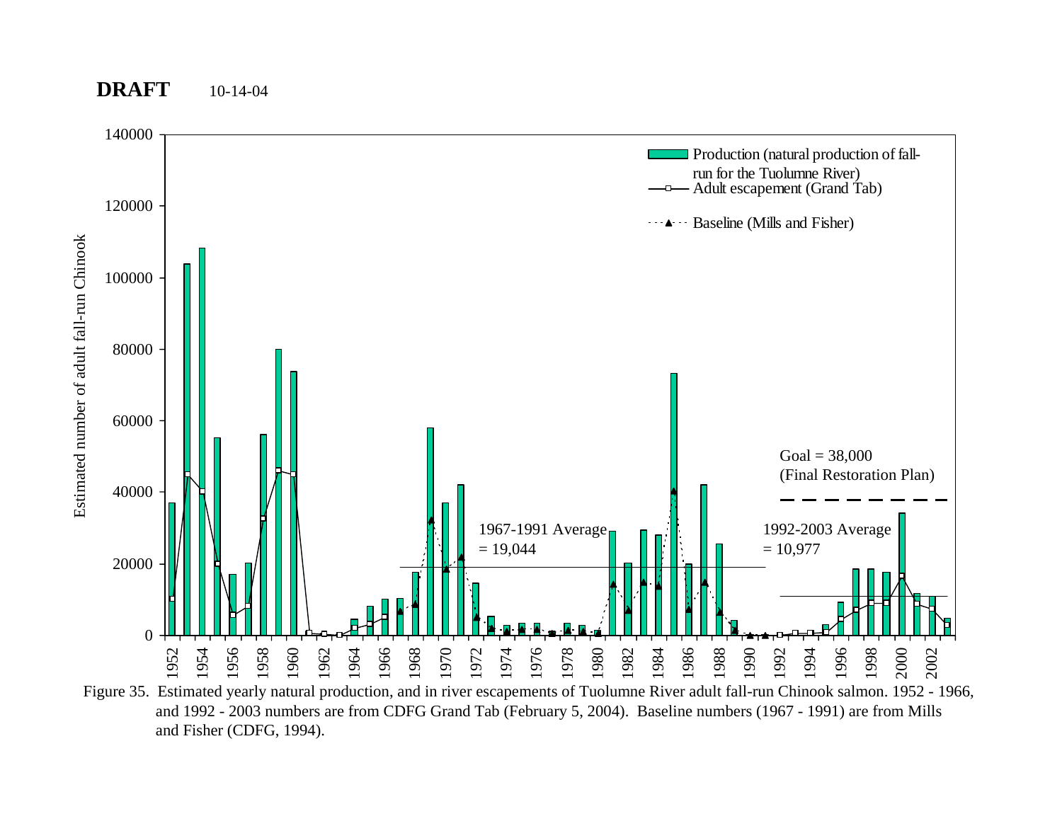**DRAFT** 10-14-04

Estimated number of adult fall-run Chinook

140000
120000
100000
80000
60000
40000
20000
0

Production (natural production of fall-run for the Tuolumne River)
Adult escapement (Grand Tab)
Baseline (Mills and Fisher)

Goal = 38,000
(Final Restoration Plan)

1967-1991 Average
= 19,044

1992-2003 Average
= 10,977

1952
1954
1956
1958
1960
1962
1964
1966
1968
1970
1972
1974
1976
1978
1980
1982
1984
1986
1988
1990
1992
1994
1996
1998
2000
2002

Figure 35. Estimated yearly natural production, and in river escapements of Tuolumne River adult fall-run Chinook salmon. 1952 - 1966, and 1992 - 2003 numbers are from CDFG Grand Tab (February 5, 2004). Baseline numbers (1967 - 1991) are from Mills and Fisher (CDFG, 1994).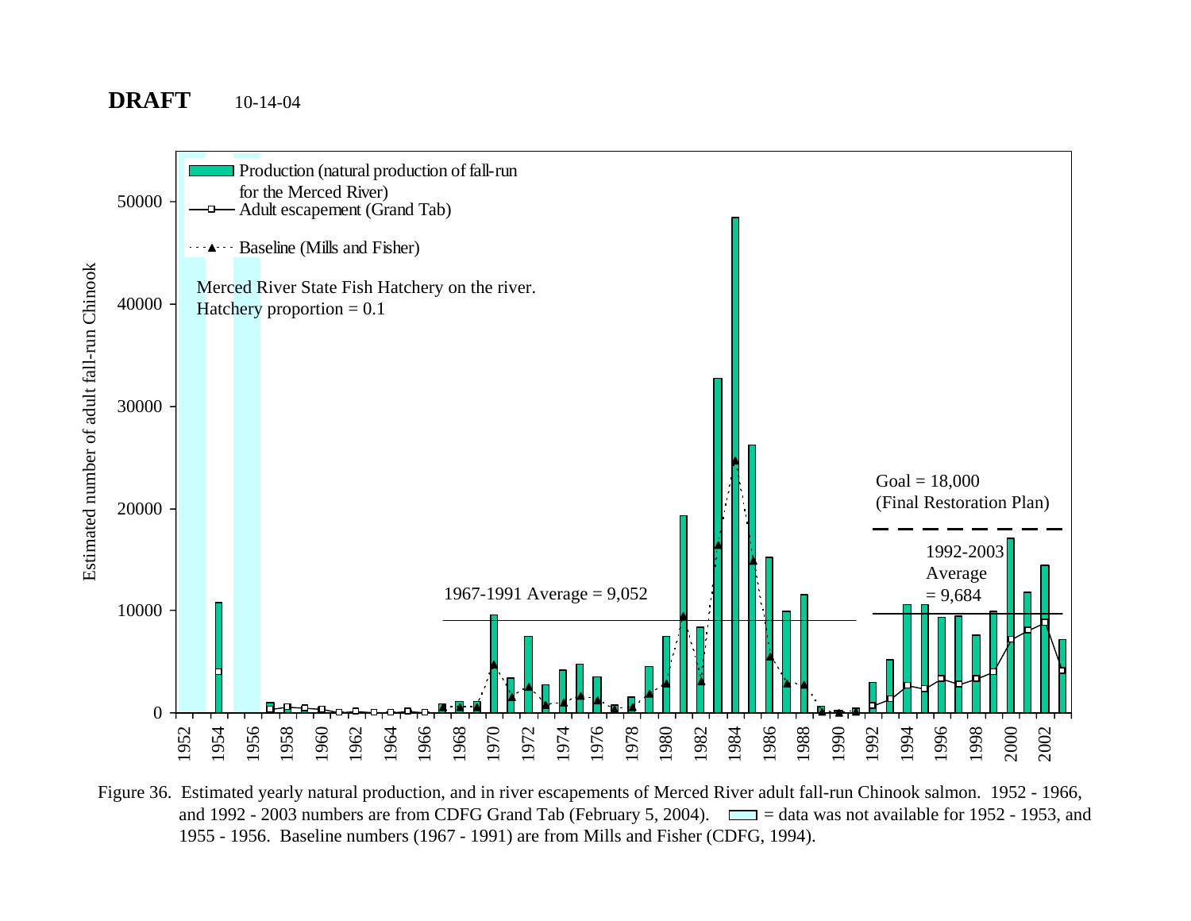**DRAFT** 10-14-04

Production (natural production of fall-run for the Merced River)

Adult escapement (Grand Tab)

Baseline (Mills and Fisher)

Merced River State Fish Hatchery on the river.
Hatchery proportion = 0.1

Goal = 18,000
(Final Restoration Plan)

1992-2003
Average
= 9,684

1967-1991 Average = 9,052

Estimated number of adult fall-run Chinook

0
10000
20000
30000
40000
50000

1952 1954 1956 1958 1960 1962 1964 1966 1968 1970 1972 1974 1976 1978 1980 1982 1984 1986 1988 1990 1992 1994 1996 1998 2000 2002

Figure 36. Estimated yearly natural production, and in river escapements of Merced River adult fall-run Chinook salmon. 1952 - 1966, and 1992 - 2003 numbers are from CDFG Grand Tab (February 5, 2004). = data was not available for 1952 - 1953, and 1955 - 1956. Baseline numbers (1967 - 1991) are from Mills and Fisher (CDFG, 1994).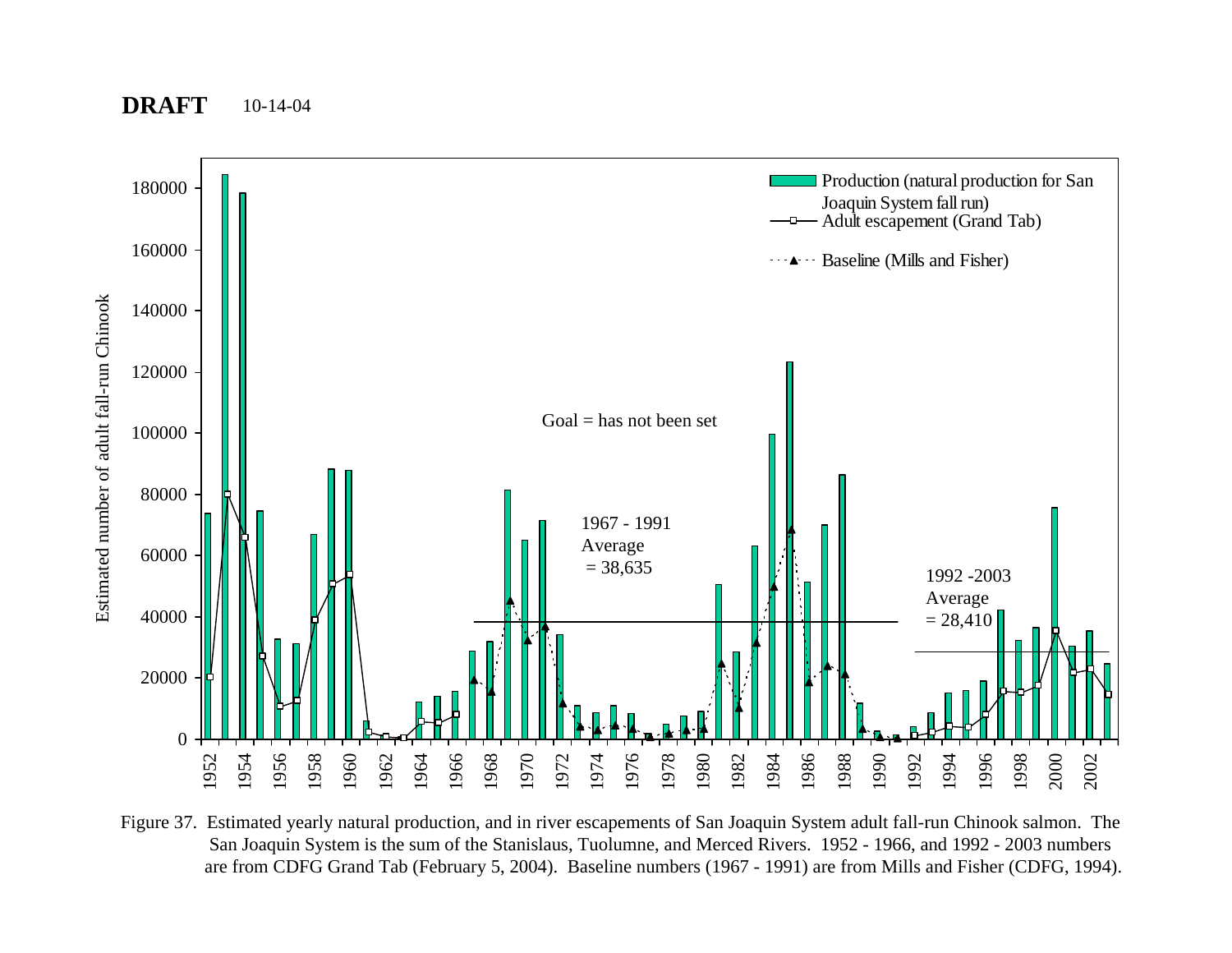**DRAFT** 10-14-04

Estimated number of adult fall-run Chinook

180000
160000
140000
120000
100000
80000
60000
40000
20000
0

1952
1954
1956
1958
1960
1962
1964
1966
1968
1970
1972
1974
1976
1978
1980
1982
1984
1986
1988
1990
1992
1994
1996
1998
2000
2002

Production (natural production for San Joaquin System fall run)
Adult escapement (Grand Tab)
Baseline (Mills and Fisher)

Goal = has not been set

1967 - 1991
Average
= 38,635

1992 -2003
Average
= 28,410

Figure 37. Estimated yearly natural production, and in river escapements of San Joaquin System adult fall-run Chinook salmon. The San Joaquin System is the sum of the Stanislaus, Tuolumne, and Merced Rivers. 1952 - 1966, and 1992 - 2003 numbers are from CDFG Grand Tab (February 5, 2004). Baseline numbers (1967 - 1991) are from Mills and Fisher (CDFG, 1994).